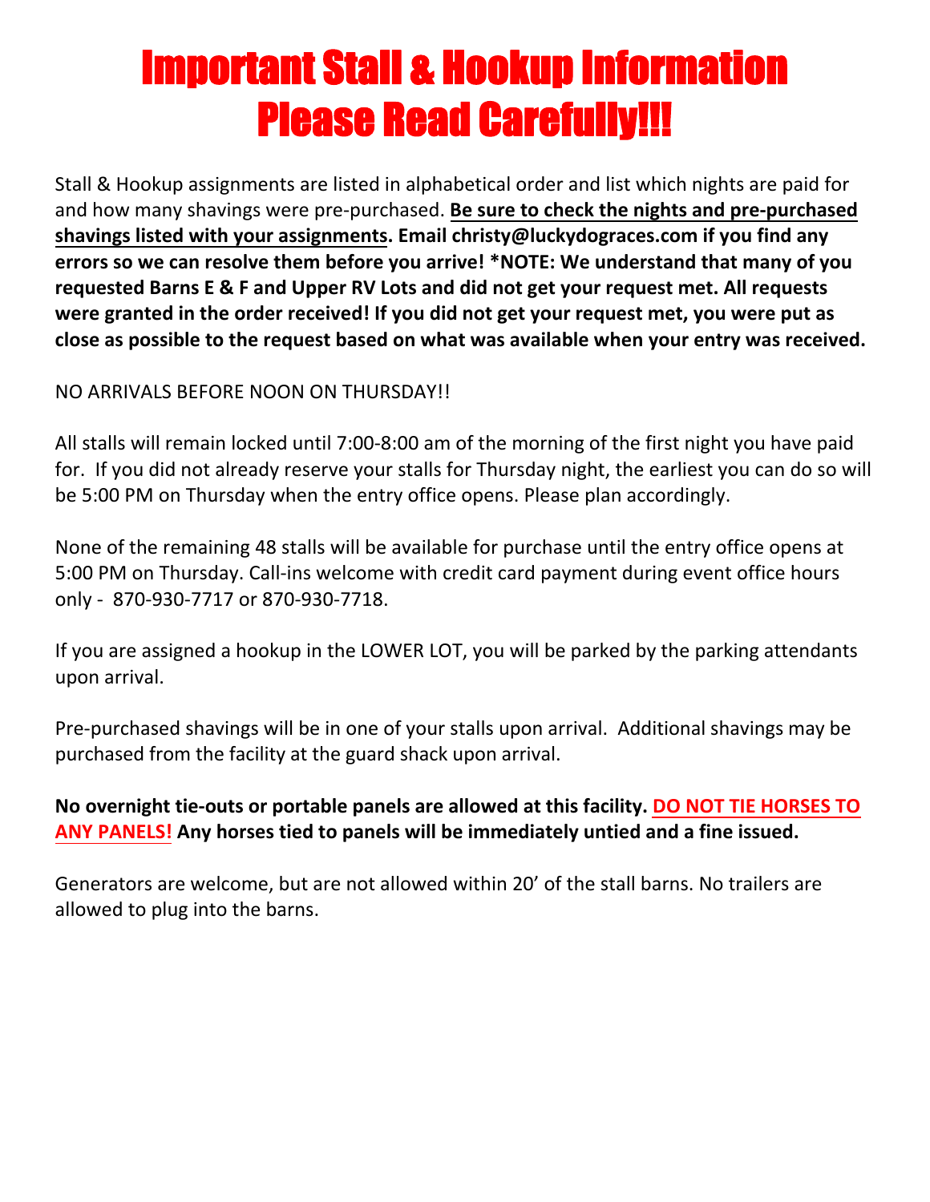# Important Stall & Hookup Information
# Please Read Carefully!!!

Stall & Hookup assignments are listed in alphabetical order and list which nights are paid for and how many shavings were pre-purchased. **Be sure to check the nights and pre-purchased shavings listed with your assignments. Email christy@luckydograces.com if you find any errors so we can resolve them before you arrive! *NOTE: We understand that many of you requested Barns E & F and Upper RV Lots and did not get your request met. All requests were granted in the order received! If you did not get your request met, you were put as close as possible to the request based on what was available when your entry was received.**

NO ARRIVALS BEFORE NOON ON THURSDAY!!

All stalls will remain locked until 7:00-8:00 am of the morning of the first night you have paid for. If you did not already reserve your stalls for Thursday night, the earliest you can do so will be 5:00 PM on Thursday when the entry office opens. Please plan accordingly.

None of the remaining 48 stalls will be available for purchase until the entry office opens at 5:00 PM on Thursday. Call-ins welcome with credit card payment during event office hours only - 870-930-7717 or 870-930-7718.

If you are assigned a hookup in the LOWER LOT, you will be parked by the parking attendants upon arrival.

Pre-purchased shavings will be in one of your stalls upon arrival. Additional shavings may be purchased from the facility at the guard shack upon arrival.

**No overnight tie-outs or portable panels are allowed at this facility. DO NOT TIE HORSES TO ANY PANELS! Any horses tied to panels will be immediately untied and a fine issued.**

Generators are welcome, but are not allowed within 20' of the stall barns. No trailers are allowed to plug into the barns.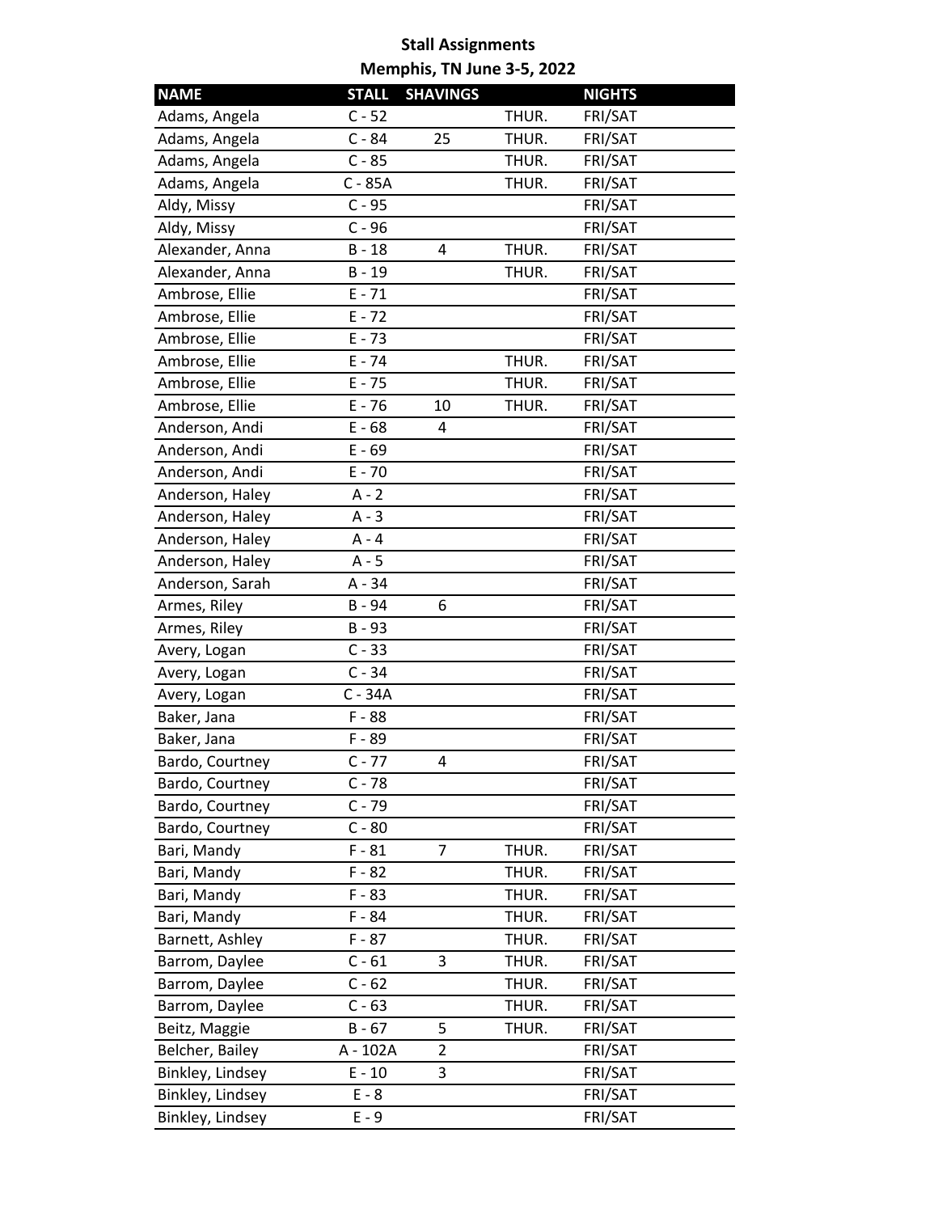**Stall Assignments**

**Memphis, TN June 3-5, 2022**

| NAME | STALL | SHAVINGS | | NIGHTS |
|---|---|---|---|---|
| Adams, Angela | C - 52 | | THUR. | FRI/SAT |
| Adams, Angela | C - 84 | 25 | THUR. | FRI/SAT |
| Adams, Angela | C - 85 | | THUR. | FRI/SAT |
| Adams, Angela | C - 85A | | THUR. | FRI/SAT |
| Aldy, Missy | C - 95 | | | FRI/SAT |
| Aldy, Missy | C - 96 | | | FRI/SAT |
| Alexander, Anna | B - 18 | 4 | THUR. | FRI/SAT |
| Alexander, Anna | B - 19 | | THUR. | FRI/SAT |
| Ambrose, Ellie | E - 71 | | | FRI/SAT |
| Ambrose, Ellie | E - 72 | | | FRI/SAT |
| Ambrose, Ellie | E - 73 | | | FRI/SAT |
| Ambrose, Ellie | E - 74 | | THUR. | FRI/SAT |
| Ambrose, Ellie | E - 75 | | THUR. | FRI/SAT |
| Ambrose, Ellie | E - 76 | 10 | THUR. | FRI/SAT |
| Anderson, Andi | E - 68 | 4 | | FRI/SAT |
| Anderson, Andi | E - 69 | | | FRI/SAT |
| Anderson, Andi | E - 70 | | | FRI/SAT |
| Anderson, Haley | A - 2 | | | FRI/SAT |
| Anderson, Haley | A - 3 | | | FRI/SAT |
| Anderson, Haley | A - 4 | | | FRI/SAT |
| Anderson, Haley | A - 5 | | | FRI/SAT |
| Anderson, Sarah | A - 34 | | | FRI/SAT |
| Armes, Riley | B - 94 | 6 | | FRI/SAT |
| Armes, Riley | B - 93 | | | FRI/SAT |
| Avery, Logan | C - 33 | | | FRI/SAT |
| Avery, Logan | C - 34 | | | FRI/SAT |
| Avery, Logan | C - 34A | | | FRI/SAT |
| Baker, Jana | F - 88 | | | FRI/SAT |
| Baker, Jana | F - 89 | | | FRI/SAT |
| Bardo, Courtney | C - 77 | 4 | | FRI/SAT |
| Bardo, Courtney | C - 78 | | | FRI/SAT |
| Bardo, Courtney | C - 79 | | | FRI/SAT |
| Bardo, Courtney | C - 80 | | | FRI/SAT |
| Bari, Mandy | F - 81 | 7 | THUR. | FRI/SAT |
| Bari, Mandy | F - 82 | | THUR. | FRI/SAT |
| Bari, Mandy | F - 83 | | THUR. | FRI/SAT |
| Bari, Mandy | F - 84 | | THUR. | FRI/SAT |
| Barnett, Ashley | F - 87 | | THUR. | FRI/SAT |
| Barrom, Daylee | C - 61 | 3 | THUR. | FRI/SAT |
| Barrom, Daylee | C - 62 | | THUR. | FRI/SAT |
| Barrom, Daylee | C - 63 | | THUR. | FRI/SAT |
| Beitz, Maggie | B - 67 | 5 | THUR. | FRI/SAT |
| Belcher, Bailey | A - 102A | 2 | | FRI/SAT |
| Binkley, Lindsey | E - 10 | 3 | | FRI/SAT |
| Binkley, Lindsey | E - 8 | | | FRI/SAT |
| Binkley, Lindsey | E - 9 | | | FRI/SAT |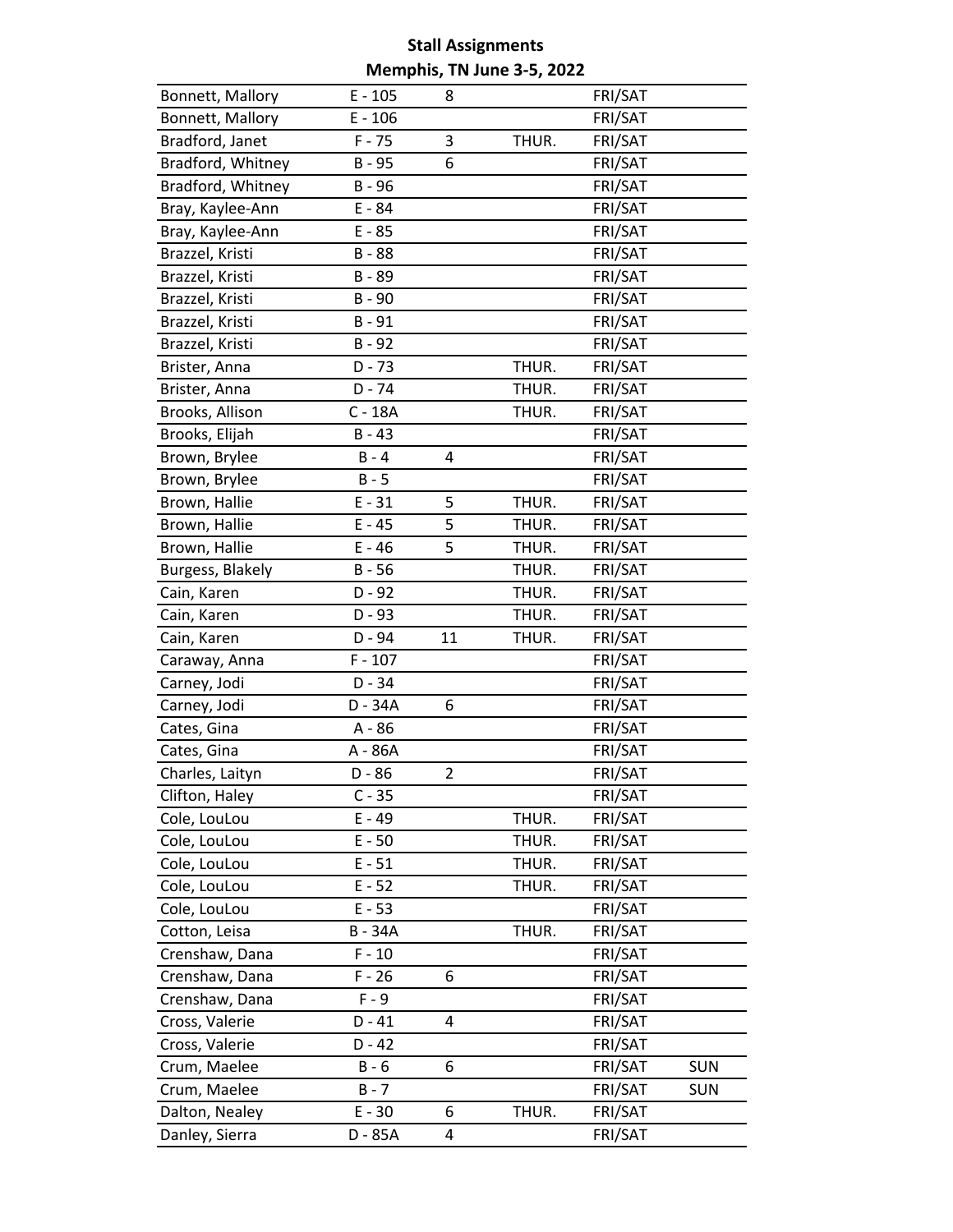**Stall Assignments**

**Memphis, TN June 3-5, 2022**

| | | | | | |
|---|---|---|---|---|---|
| Bonnett, Mallory | E - 105 | 8 | | FRI/SAT | |
| Bonnett, Mallory | E - 106 | | | FRI/SAT | |
| Bradford, Janet | F - 75 | 3 | THUR. | FRI/SAT | |
| Bradford, Whitney | B - 95 | 6 | | FRI/SAT | |
| Bradford, Whitney | B - 96 | | | FRI/SAT | |
| Bray, Kaylee-Ann | E - 84 | | | FRI/SAT | |
| Bray, Kaylee-Ann | E - 85 | | | FRI/SAT | |
| Brazzel, Kristi | B - 88 | | | FRI/SAT | |
| Brazzel, Kristi | B - 89 | | | FRI/SAT | |
| Brazzel, Kristi | B - 90 | | | FRI/SAT | |
| Brazzel, Kristi | B - 91 | | | FRI/SAT | |
| Brazzel, Kristi | B - 92 | | | FRI/SAT | |
| Brister, Anna | D - 73 | | THUR. | FRI/SAT | |
| Brister, Anna | D - 74 | | THUR. | FRI/SAT | |
| Brooks, Allison | C - 18A | | THUR. | FRI/SAT | |
| Brooks, Elijah | B - 43 | | | FRI/SAT | |
| Brown, Brylee | B - 4 | 4 | | FRI/SAT | |
| Brown, Brylee | B - 5 | | | FRI/SAT | |
| Brown, Hallie | E - 31 | 5 | THUR. | FRI/SAT | |
| Brown, Hallie | E - 45 | 5 | THUR. | FRI/SAT | |
| Brown, Hallie | E - 46 | 5 | THUR. | FRI/SAT | |
| Burgess, Blakely | B - 56 | | THUR. | FRI/SAT | |
| Cain, Karen | D - 92 | | THUR. | FRI/SAT | |
| Cain, Karen | D - 93 | | THUR. | FRI/SAT | |
| Cain, Karen | D - 94 | 11 | THUR. | FRI/SAT | |
| Caraway, Anna | F - 107 | | | FRI/SAT | |
| Carney, Jodi | D - 34 | | | FRI/SAT | |
| Carney, Jodi | D - 34A | 6 | | FRI/SAT | |
| Cates, Gina | A - 86 | | | FRI/SAT | |
| Cates, Gina | A - 86A | | | FRI/SAT | |
| Charles, Laityn | D - 86 | 2 | | FRI/SAT | |
| Clifton, Haley | C - 35 | | | FRI/SAT | |
| Cole, LouLou | E - 49 | | THUR. | FRI/SAT | |
| Cole, LouLou | E - 50 | | THUR. | FRI/SAT | |
| Cole, LouLou | E - 51 | | THUR. | FRI/SAT | |
| Cole, LouLou | E - 52 | | THUR. | FRI/SAT | |
| Cole, LouLou | E - 53 | | | FRI/SAT | |
| Cotton, Leisa | B - 34A | | THUR. | FRI/SAT | |
| Crenshaw, Dana | F - 10 | | | FRI/SAT | |
| Crenshaw, Dana | F - 26 | 6 | | FRI/SAT | |
| Crenshaw, Dana | F - 9 | | | FRI/SAT | |
| Cross, Valerie | D - 41 | 4 | | FRI/SAT | |
| Cross, Valerie | D - 42 | | | FRI/SAT | |
| Crum, Maelee | B - 6 | 6 | | FRI/SAT | SUN |
| Crum, Maelee | B - 7 | | | FRI/SAT | SUN |
| Dalton, Nealey | E - 30 | 6 | THUR. | FRI/SAT | |
| Danley, Sierra | D - 85A | 4 | | FRI/SAT | |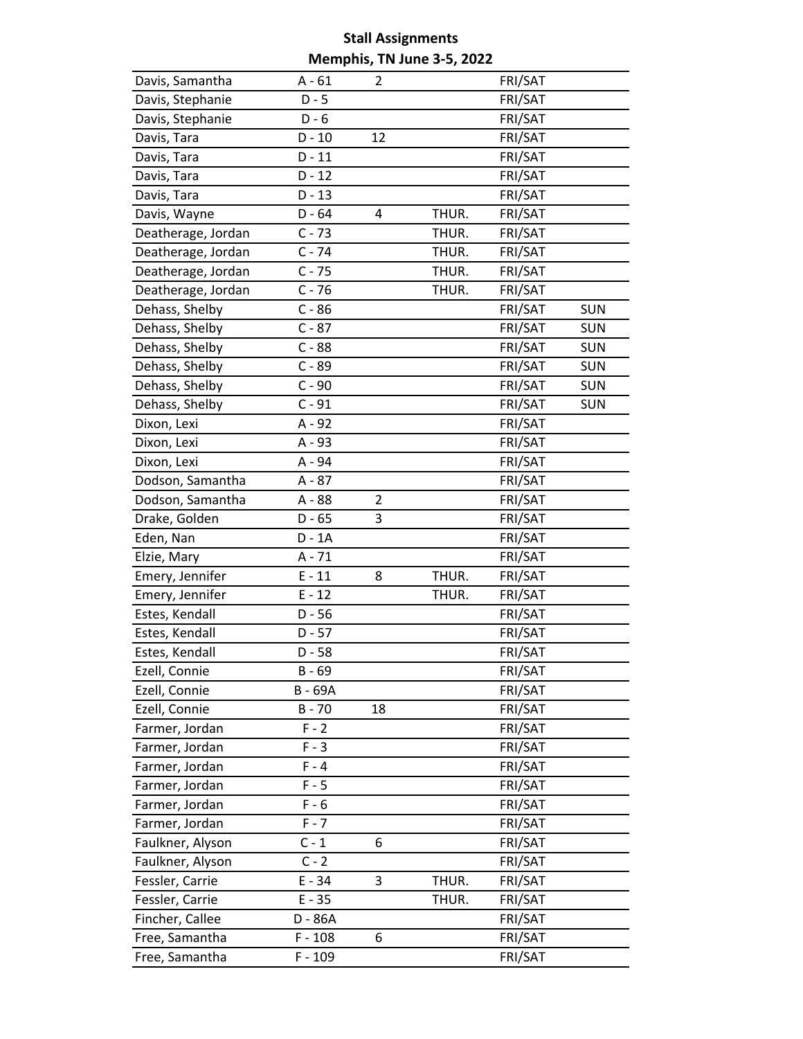# Stall Assignments

## Memphis, TN June 3-5, 2022

| | | | | | |
|---|---|---|---|---|---|
| Davis, Samantha | A - 61 | 2 | | FRI/SAT | |
| Davis, Stephanie | D - 5 | | | FRI/SAT | |
| Davis, Stephanie | D - 6 | | | FRI/SAT | |
| Davis, Tara | D - 10 | 12 | | FRI/SAT | |
| Davis, Tara | D - 11 | | | FRI/SAT | |
| Davis, Tara | D - 12 | | | FRI/SAT | |
| Davis, Tara | D - 13 | | | FRI/SAT | |
| Davis, Wayne | D - 64 | 4 | THUR. | FRI/SAT | |
| Deatherage, Jordan | C - 73 | | THUR. | FRI/SAT | |
| Deatherage, Jordan | C - 74 | | THUR. | FRI/SAT | |
| Deatherage, Jordan | C - 75 | | THUR. | FRI/SAT | |
| Deatherage, Jordan | C - 76 | | THUR. | FRI/SAT | |
| Dehass, Shelby | C - 86 | | | FRI/SAT | SUN |
| Dehass, Shelby | C - 87 | | | FRI/SAT | SUN |
| Dehass, Shelby | C - 88 | | | FRI/SAT | SUN |
| Dehass, Shelby | C - 89 | | | FRI/SAT | SUN |
| Dehass, Shelby | C - 90 | | | FRI/SAT | SUN |
| Dehass, Shelby | C - 91 | | | FRI/SAT | SUN |
| Dixon, Lexi | A - 92 | | | FRI/SAT | |
| Dixon, Lexi | A - 93 | | | FRI/SAT | |
| Dixon, Lexi | A - 94 | | | FRI/SAT | |
| Dodson, Samantha | A - 87 | | | FRI/SAT | |
| Dodson, Samantha | A - 88 | 2 | | FRI/SAT | |
| Drake, Golden | D - 65 | 3 | | FRI/SAT | |
| Eden, Nan | D - 1A | | | FRI/SAT | |
| Elzie, Mary | A - 71 | | | FRI/SAT | |
| Emery, Jennifer | E - 11 | 8 | THUR. | FRI/SAT | |
| Emery, Jennifer | E - 12 | | THUR. | FRI/SAT | |
| Estes, Kendall | D - 56 | | | FRI/SAT | |
| Estes, Kendall | D - 57 | | | FRI/SAT | |
| Estes, Kendall | D - 58 | | | FRI/SAT | |
| Ezell, Connie | B - 69 | | | FRI/SAT | |
| Ezell, Connie | B - 69A | | | FRI/SAT | |
| Ezell, Connie | B - 70 | 18 | | FRI/SAT | |
| Farmer, Jordan | F - 2 | | | FRI/SAT | |
| Farmer, Jordan | F - 3 | | | FRI/SAT | |
| Farmer, Jordan | F - 4 | | | FRI/SAT | |
| Farmer, Jordan | F - 5 | | | FRI/SAT | |
| Farmer, Jordan | F - 6 | | | FRI/SAT | |
| Farmer, Jordan | F - 7 | | | FRI/SAT | |
| Faulkner, Alyson | C - 1 | 6 | | FRI/SAT | |
| Faulkner, Alyson | C - 2 | | | FRI/SAT | |
| Fessler, Carrie | E - 34 | 3 | THUR. | FRI/SAT | |
| Fessler, Carrie | E - 35 | | THUR. | FRI/SAT | |
| Fincher, Callee | D - 86A | | | FRI/SAT | |
| Free, Samantha | F - 108 | 6 | | FRI/SAT | |
| Free, Samantha | F - 109 | | | FRI/SAT | |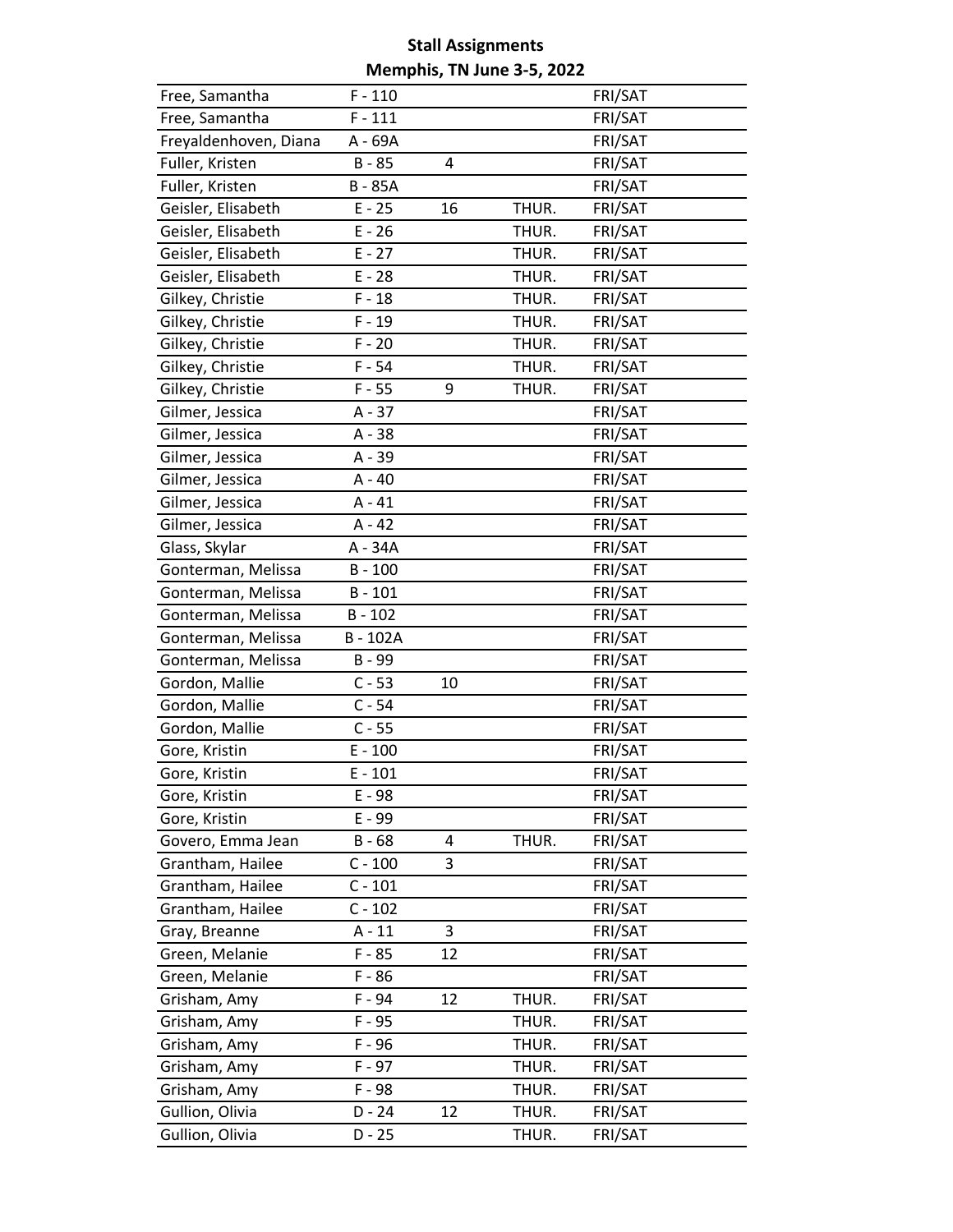**Stall Assignments**

**Memphis, TN June 3-5, 2022**

| | | | | |
|---|---|---|---|---|
| Free, Samantha | F - 110 | | | FRI/SAT |
| Free, Samantha | F - 111 | | | FRI/SAT |
| Freyaldenhoven, Diana | A - 69A | | | FRI/SAT |
| Fuller, Kristen | B - 85 | 4 | | FRI/SAT |
| Fuller, Kristen | B - 85A | | | FRI/SAT |
| Geisler, Elisabeth | E - 25 | 16 | THUR. | FRI/SAT |
| Geisler, Elisabeth | E - 26 | | THUR. | FRI/SAT |
| Geisler, Elisabeth | E - 27 | | THUR. | FRI/SAT |
| Geisler, Elisabeth | E - 28 | | THUR. | FRI/SAT |
| Gilkey, Christie | F - 18 | | THUR. | FRI/SAT |
| Gilkey, Christie | F - 19 | | THUR. | FRI/SAT |
| Gilkey, Christie | F - 20 | | THUR. | FRI/SAT |
| Gilkey, Christie | F - 54 | | THUR. | FRI/SAT |
| Gilkey, Christie | F - 55 | 9 | THUR. | FRI/SAT |
| Gilmer, Jessica | A - 37 | | | FRI/SAT |
| Gilmer, Jessica | A - 38 | | | FRI/SAT |
| Gilmer, Jessica | A - 39 | | | FRI/SAT |
| Gilmer, Jessica | A - 40 | | | FRI/SAT |
| Gilmer, Jessica | A - 41 | | | FRI/SAT |
| Gilmer, Jessica | A - 42 | | | FRI/SAT |
| Glass, Skylar | A - 34A | | | FRI/SAT |
| Gonterman, Melissa | B - 100 | | | FRI/SAT |
| Gonterman, Melissa | B - 101 | | | FRI/SAT |
| Gonterman, Melissa | B - 102 | | | FRI/SAT |
| Gonterman, Melissa | B - 102A | | | FRI/SAT |
| Gonterman, Melissa | B - 99 | | | FRI/SAT |
| Gordon, Mallie | C - 53 | 10 | | FRI/SAT |
| Gordon, Mallie | C - 54 | | | FRI/SAT |
| Gordon, Mallie | C - 55 | | | FRI/SAT |
| Gore, Kristin | E - 100 | | | FRI/SAT |
| Gore, Kristin | E - 101 | | | FRI/SAT |
| Gore, Kristin | E - 98 | | | FRI/SAT |
| Gore, Kristin | E - 99 | | | FRI/SAT |
| Govero, Emma Jean | B - 68 | 4 | THUR. | FRI/SAT |
| Grantham, Hailee | C - 100 | 3 | | FRI/SAT |
| Grantham, Hailee | C - 101 | | | FRI/SAT |
| Grantham, Hailee | C - 102 | | | FRI/SAT |
| Gray, Breanne | A - 11 | 3 | | FRI/SAT |
| Green, Melanie | F - 85 | 12 | | FRI/SAT |
| Green, Melanie | F - 86 | | | FRI/SAT |
| Grisham, Amy | F - 94 | 12 | THUR. | FRI/SAT |
| Grisham, Amy | F - 95 | | THUR. | FRI/SAT |
| Grisham, Amy | F - 96 | | THUR. | FRI/SAT |
| Grisham, Amy | F - 97 | | THUR. | FRI/SAT |
| Grisham, Amy | F - 98 | | THUR. | FRI/SAT |
| Gullion, Olivia | D - 24 | 12 | THUR. | FRI/SAT |
| Gullion, Olivia | D - 25 | | THUR. | FRI/SAT |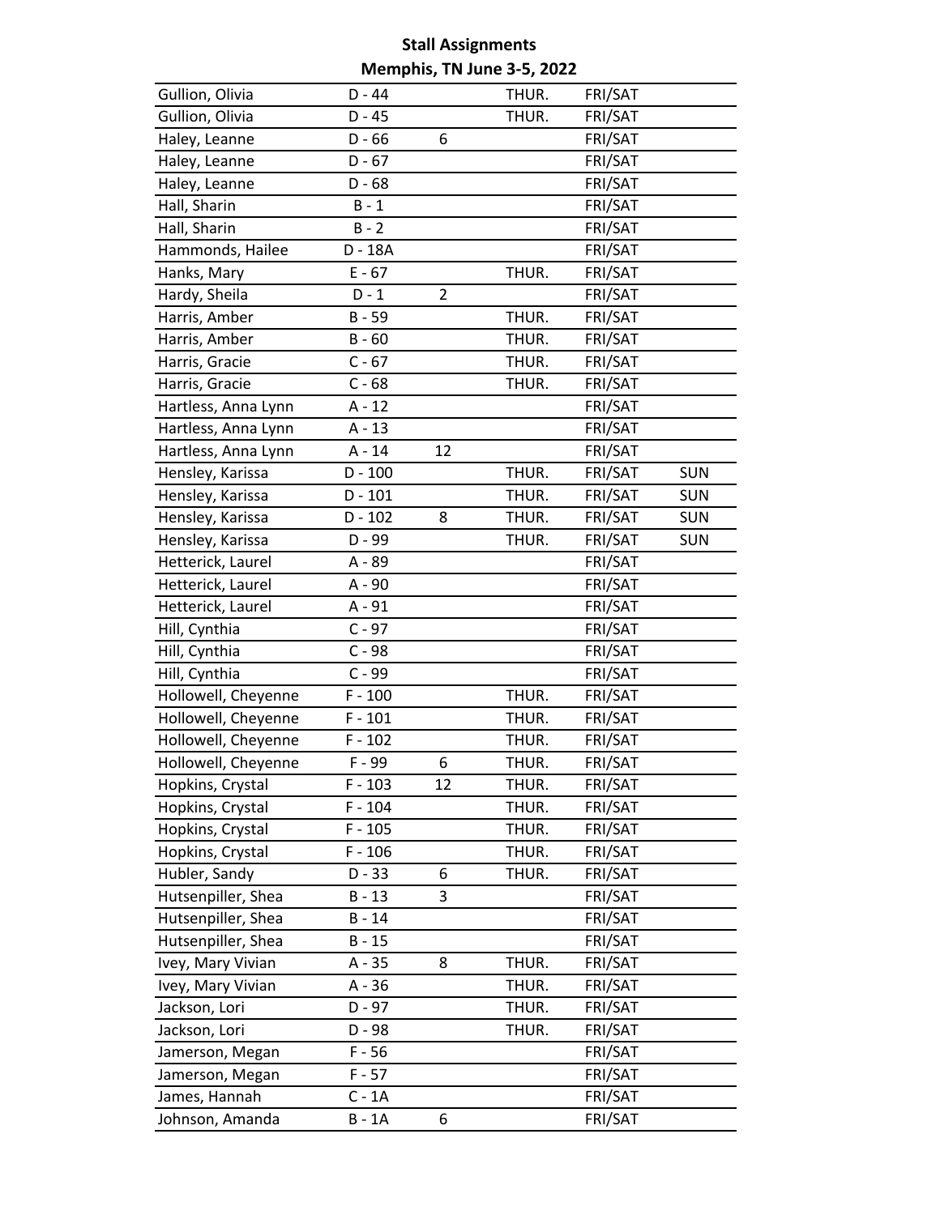**Stall Assignments**

**Memphis, TN June 3-5, 2022**

| | | | | | |
|---|---|---|---|---|---|
| Gullion, Olivia | D - 44 | | THUR. | FRI/SAT | |
| Gullion, Olivia | D - 45 | | THUR. | FRI/SAT | |
| Haley, Leanne | D - 66 | 6 | | FRI/SAT | |
| Haley, Leanne | D - 67 | | | FRI/SAT | |
| Haley, Leanne | D - 68 | | | FRI/SAT | |
| Hall, Sharin | B - 1 | | | FRI/SAT | |
| Hall, Sharin | B - 2 | | | FRI/SAT | |
| Hammonds, Hailee | D - 18A | | | FRI/SAT | |
| Hanks, Mary | E - 67 | | THUR. | FRI/SAT | |
| Hardy, Sheila | D - 1 | 2 | | FRI/SAT | |
| Harris, Amber | B - 59 | | THUR. | FRI/SAT | |
| Harris, Amber | B - 60 | | THUR. | FRI/SAT | |
| Harris, Gracie | C - 67 | | THUR. | FRI/SAT | |
| Harris, Gracie | C - 68 | | THUR. | FRI/SAT | |
| Hartless, Anna Lynn | A - 12 | | | FRI/SAT | |
| Hartless, Anna Lynn | A - 13 | | | FRI/SAT | |
| Hartless, Anna Lynn | A - 14 | 12 | | FRI/SAT | |
| Hensley, Karissa | D - 100 | | THUR. | FRI/SAT | SUN |
| Hensley, Karissa | D - 101 | | THUR. | FRI/SAT | SUN |
| Hensley, Karissa | D - 102 | 8 | THUR. | FRI/SAT | SUN |
| Hensley, Karissa | D - 99 | | THUR. | FRI/SAT | SUN |
| Hetterick, Laurel | A - 89 | | | FRI/SAT | |
| Hetterick, Laurel | A - 90 | | | FRI/SAT | |
| Hetterick, Laurel | A - 91 | | | FRI/SAT | |
| Hill, Cynthia | C - 97 | | | FRI/SAT | |
| Hill, Cynthia | C - 98 | | | FRI/SAT | |
| Hill, Cynthia | C - 99 | | | FRI/SAT | |
| Hollowell, Cheyenne | F - 100 | | THUR. | FRI/SAT | |
| Hollowell, Cheyenne | F - 101 | | THUR. | FRI/SAT | |
| Hollowell, Cheyenne | F - 102 | | THUR. | FRI/SAT | |
| Hollowell, Cheyenne | F - 99 | 6 | THUR. | FRI/SAT | |
| Hopkins, Crystal | F - 103 | 12 | THUR. | FRI/SAT | |
| Hopkins, Crystal | F - 104 | | THUR. | FRI/SAT | |
| Hopkins, Crystal | F - 105 | | THUR. | FRI/SAT | |
| Hopkins, Crystal | F - 106 | | THUR. | FRI/SAT | |
| Hubler, Sandy | D - 33 | 6 | THUR. | FRI/SAT | |
| Hutsenpiller, Shea | B - 13 | 3 | | FRI/SAT | |
| Hutsenpiller, Shea | B - 14 | | | FRI/SAT | |
| Hutsenpiller, Shea | B - 15 | | | FRI/SAT | |
| Ivey, Mary Vivian | A - 35 | 8 | THUR. | FRI/SAT | |
| Ivey, Mary Vivian | A - 36 | | THUR. | FRI/SAT | |
| Jackson, Lori | D - 97 | | THUR. | FRI/SAT | |
| Jackson, Lori | D - 98 | | THUR. | FRI/SAT | |
| Jamerson, Megan | F - 56 | | | FRI/SAT | |
| Jamerson, Megan | F - 57 | | | FRI/SAT | |
| James, Hannah | C - 1A | | | FRI/SAT | |
| Johnson, Amanda | B - 1A | 6 | | FRI/SAT | |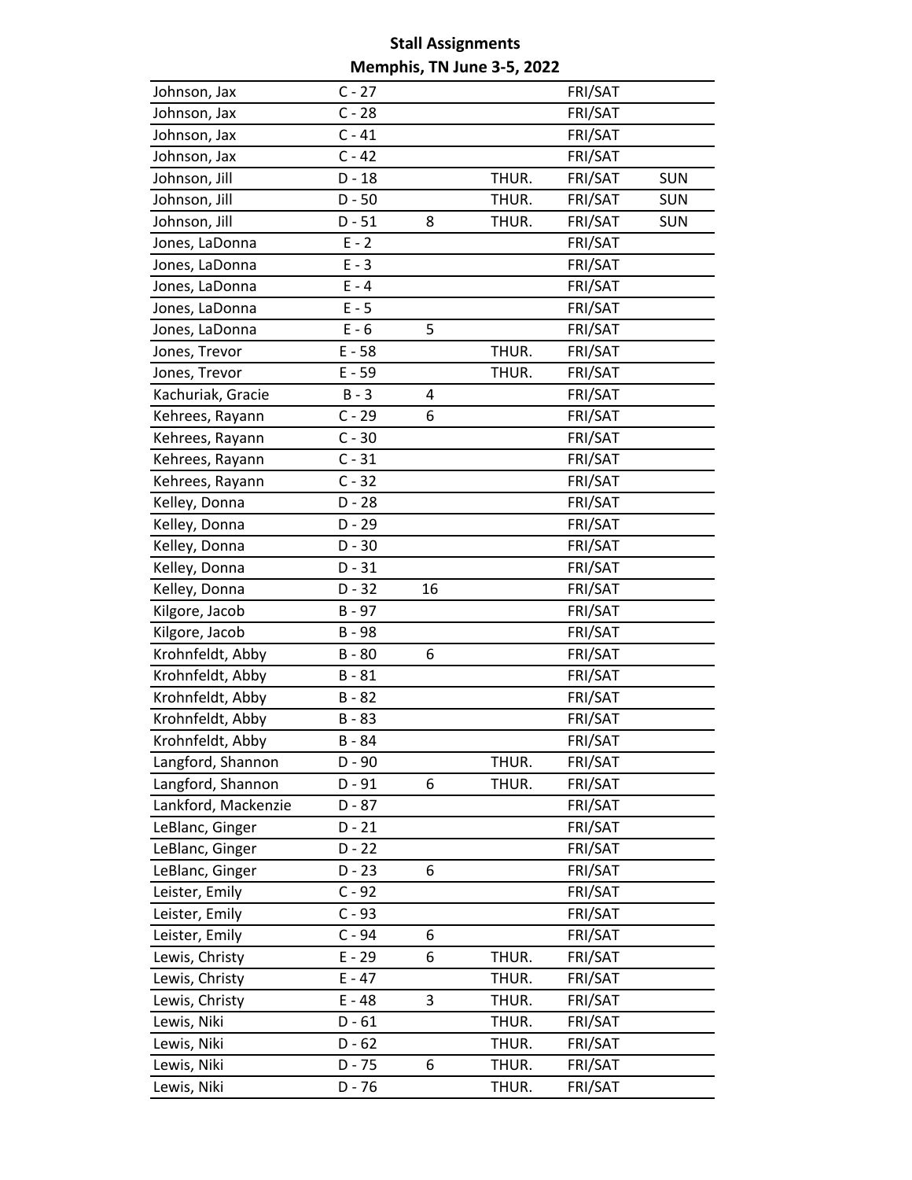**Stall Assignments**

**Memphis, TN June 3-5, 2022**

| | | | | | |
|---|---|---|---|---|---|
| Johnson, Jax | C - 27 | | | FRI/SAT | |
| Johnson, Jax | C - 28 | | | FRI/SAT | |
| Johnson, Jax | C - 41 | | | FRI/SAT | |
| Johnson, Jax | C - 42 | | | FRI/SAT | |
| Johnson, Jill | D - 18 | | THUR. | FRI/SAT | SUN |
| Johnson, Jill | D - 50 | | THUR. | FRI/SAT | SUN |
| Johnson, Jill | D - 51 | 8 | THUR. | FRI/SAT | SUN |
| Jones, LaDonna | E - 2 | | | FRI/SAT | |
| Jones, LaDonna | E - 3 | | | FRI/SAT | |
| Jones, LaDonna | E - 4 | | | FRI/SAT | |
| Jones, LaDonna | E - 5 | | | FRI/SAT | |
| Jones, LaDonna | E - 6 | 5 | | FRI/SAT | |
| Jones, Trevor | E - 58 | | THUR. | FRI/SAT | |
| Jones, Trevor | E - 59 | | THUR. | FRI/SAT | |
| Kachuriak, Gracie | B - 3 | 4 | | FRI/SAT | |
| Kehrees, Rayann | C - 29 | 6 | | FRI/SAT | |
| Kehrees, Rayann | C - 30 | | | FRI/SAT | |
| Kehrees, Rayann | C - 31 | | | FRI/SAT | |
| Kehrees, Rayann | C - 32 | | | FRI/SAT | |
| Kelley, Donna | D - 28 | | | FRI/SAT | |
| Kelley, Donna | D - 29 | | | FRI/SAT | |
| Kelley, Donna | D - 30 | | | FRI/SAT | |
| Kelley, Donna | D - 31 | | | FRI/SAT | |
| Kelley, Donna | D - 32 | 16 | | FRI/SAT | |
| Kilgore, Jacob | B - 97 | | | FRI/SAT | |
| Kilgore, Jacob | B - 98 | | | FRI/SAT | |
| Krohnfeldt, Abby | B - 80 | 6 | | FRI/SAT | |
| Krohnfeldt, Abby | B - 81 | | | FRI/SAT | |
| Krohnfeldt, Abby | B - 82 | | | FRI/SAT | |
| Krohnfeldt, Abby | B - 83 | | | FRI/SAT | |
| Krohnfeldt, Abby | B - 84 | | | FRI/SAT | |
| Langford, Shannon | D - 90 | | THUR. | FRI/SAT | |
| Langford, Shannon | D - 91 | 6 | THUR. | FRI/SAT | |
| Lankford, Mackenzie | D - 87 | | | FRI/SAT | |
| LeBlanc, Ginger | D - 21 | | | FRI/SAT | |
| LeBlanc, Ginger | D - 22 | | | FRI/SAT | |
| LeBlanc, Ginger | D - 23 | 6 | | FRI/SAT | |
| Leister, Emily | C - 92 | | | FRI/SAT | |
| Leister, Emily | C - 93 | | | FRI/SAT | |
| Leister, Emily | C - 94 | 6 | | FRI/SAT | |
| Lewis, Christy | E - 29 | 6 | THUR. | FRI/SAT | |
| Lewis, Christy | E - 47 | | THUR. | FRI/SAT | |
| Lewis, Christy | E - 48 | 3 | THUR. | FRI/SAT | |
| Lewis, Niki | D - 61 | | THUR. | FRI/SAT | |
| Lewis, Niki | D - 62 | | THUR. | FRI/SAT | |
| Lewis, Niki | D - 75 | 6 | THUR. | FRI/SAT | |
| Lewis, Niki | D - 76 | | THUR. | FRI/SAT | |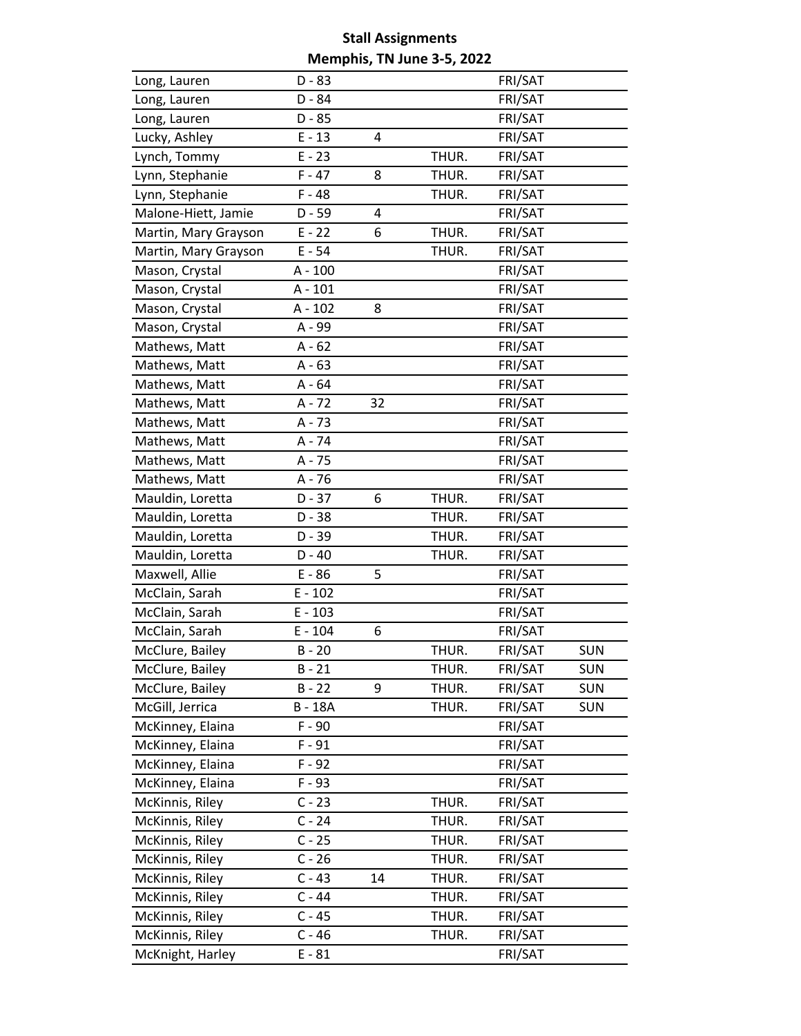**Stall Assignments**

**Memphis, TN June 3-5, 2022**

| Name | Stall | Count | Thursday | Fri/Sat | Sunday |
|---|---|---|---|---|---|
| Long, Lauren | D - 83 | | | FRI/SAT | |
| Long, Lauren | D - 84 | | | FRI/SAT | |
| Long, Lauren | D - 85 | | | FRI/SAT | |
| Lucky, Ashley | E - 13 | 4 | | FRI/SAT | |
| Lynch, Tommy | E - 23 | | THUR. | FRI/SAT | |
| Lynn, Stephanie | F - 47 | 8 | THUR. | FRI/SAT | |
| Lynn, Stephanie | F - 48 | | THUR. | FRI/SAT | |
| Malone-Hiett, Jamie | D - 59 | 4 | | FRI/SAT | |
| Martin, Mary Grayson | E - 22 | 6 | THUR. | FRI/SAT | |
| Martin, Mary Grayson | E - 54 | | THUR. | FRI/SAT | |
| Mason, Crystal | A - 100 | | | FRI/SAT | |
| Mason, Crystal | A - 101 | | | FRI/SAT | |
| Mason, Crystal | A - 102 | 8 | | FRI/SAT | |
| Mason, Crystal | A - 99 | | | FRI/SAT | |
| Mathews, Matt | A - 62 | | | FRI/SAT | |
| Mathews, Matt | A - 63 | | | FRI/SAT | |
| Mathews, Matt | A - 64 | | | FRI/SAT | |
| Mathews, Matt | A - 72 | 32 | | FRI/SAT | |
| Mathews, Matt | A - 73 | | | FRI/SAT | |
| Mathews, Matt | A - 74 | | | FRI/SAT | |
| Mathews, Matt | A - 75 | | | FRI/SAT | |
| Mathews, Matt | A - 76 | | | FRI/SAT | |
| Mauldin, Loretta | D - 37 | 6 | THUR. | FRI/SAT | |
| Mauldin, Loretta | D - 38 | | THUR. | FRI/SAT | |
| Mauldin, Loretta | D - 39 | | THUR. | FRI/SAT | |
| Mauldin, Loretta | D - 40 | | THUR. | FRI/SAT | |
| Maxwell, Allie | E - 86 | 5 | | FRI/SAT | |
| McClain, Sarah | E - 102 | | | FRI/SAT | |
| McClain, Sarah | E - 103 | | | FRI/SAT | |
| McClain, Sarah | E - 104 | 6 | | FRI/SAT | |
| McClure, Bailey | B - 20 | | THUR. | FRI/SAT | SUN |
| McClure, Bailey | B - 21 | | THUR. | FRI/SAT | SUN |
| McClure, Bailey | B - 22 | 9 | THUR. | FRI/SAT | SUN |
| McGill, Jerrica | B - 18A | | THUR. | FRI/SAT | SUN |
| McKinney, Elaina | F - 90 | | | FRI/SAT | |
| McKinney, Elaina | F - 91 | | | FRI/SAT | |
| McKinney, Elaina | F - 92 | | | FRI/SAT | |
| McKinney, Elaina | F - 93 | | | FRI/SAT | |
| McKinnis, Riley | C - 23 | | THUR. | FRI/SAT | |
| McKinnis, Riley | C - 24 | | THUR. | FRI/SAT | |
| McKinnis, Riley | C - 25 | | THUR. | FRI/SAT | |
| McKinnis, Riley | C - 26 | | THUR. | FRI/SAT | |
| McKinnis, Riley | C - 43 | 14 | THUR. | FRI/SAT | |
| McKinnis, Riley | C - 44 | | THUR. | FRI/SAT | |
| McKinnis, Riley | C - 45 | | THUR. | FRI/SAT | |
| McKinnis, Riley | C - 46 | | THUR. | FRI/SAT | |
| McKnight, Harley | E - 81 | | | FRI/SAT | |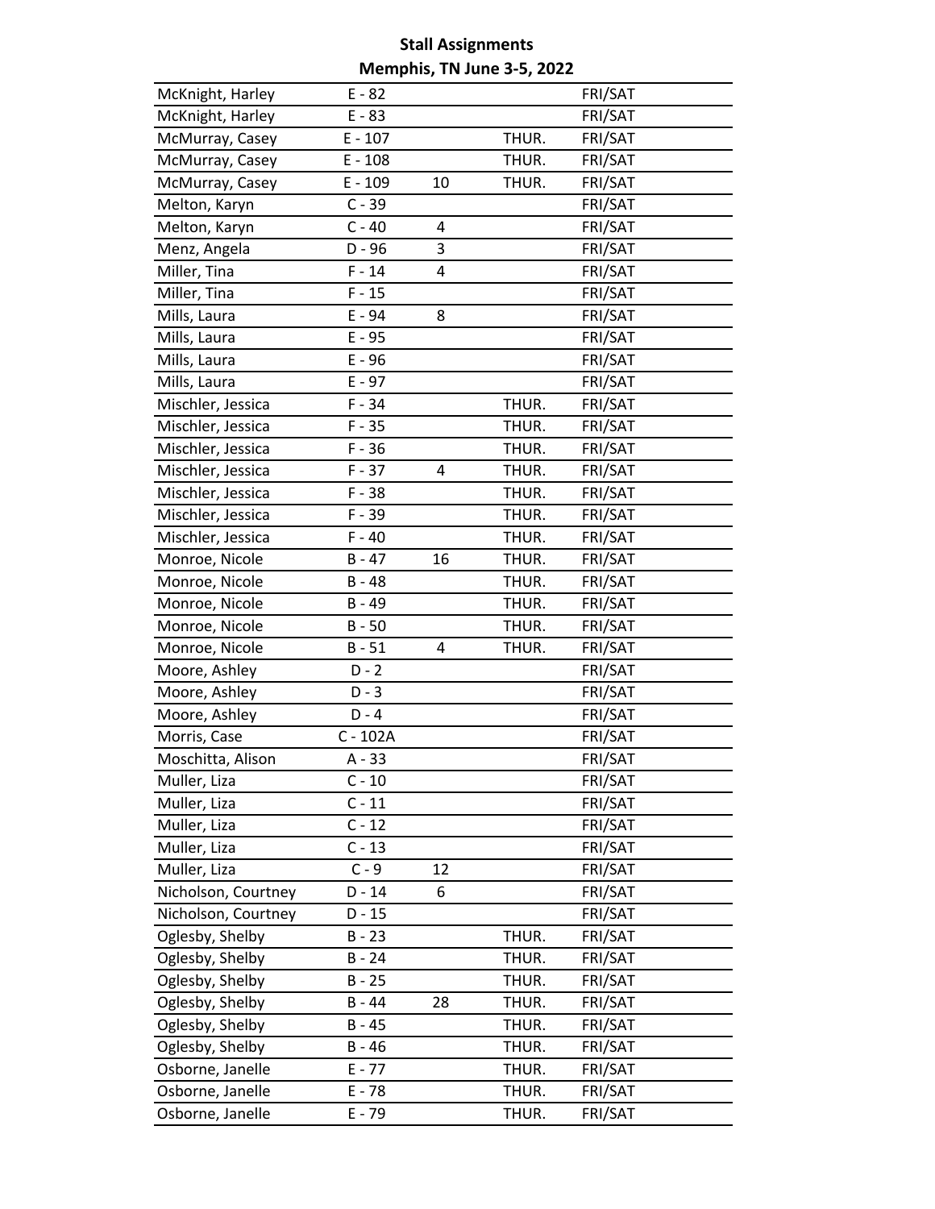**Stall Assignments**

**Memphis, TN June 3-5, 2022**

| | | | | |
|---|---|---|---|---|
| McKnight, Harley | E - 82 | | | FRI/SAT |
| McKnight, Harley | E - 83 | | | FRI/SAT |
| McMurray, Casey | E - 107 | | THUR. | FRI/SAT |
| McMurray, Casey | E - 108 | | THUR. | FRI/SAT |
| McMurray, Casey | E - 109 | 10 | THUR. | FRI/SAT |
| Melton, Karyn | C - 39 | | | FRI/SAT |
| Melton, Karyn | C - 40 | 4 | | FRI/SAT |
| Menz, Angela | D - 96 | 3 | | FRI/SAT |
| Miller, Tina | F - 14 | 4 | | FRI/SAT |
| Miller, Tina | F - 15 | | | FRI/SAT |
| Mills, Laura | E - 94 | 8 | | FRI/SAT |
| Mills, Laura | E - 95 | | | FRI/SAT |
| Mills, Laura | E - 96 | | | FRI/SAT |
| Mills, Laura | E - 97 | | | FRI/SAT |
| Mischler, Jessica | F - 34 | | THUR. | FRI/SAT |
| Mischler, Jessica | F - 35 | | THUR. | FRI/SAT |
| Mischler, Jessica | F - 36 | | THUR. | FRI/SAT |
| Mischler, Jessica | F - 37 | 4 | THUR. | FRI/SAT |
| Mischler, Jessica | F - 38 | | THUR. | FRI/SAT |
| Mischler, Jessica | F - 39 | | THUR. | FRI/SAT |
| Mischler, Jessica | F - 40 | | THUR. | FRI/SAT |
| Monroe, Nicole | B - 47 | 16 | THUR. | FRI/SAT |
| Monroe, Nicole | B - 48 | | THUR. | FRI/SAT |
| Monroe, Nicole | B - 49 | | THUR. | FRI/SAT |
| Monroe, Nicole | B - 50 | | THUR. | FRI/SAT |
| Monroe, Nicole | B - 51 | 4 | THUR. | FRI/SAT |
| Moore, Ashley | D - 2 | | | FRI/SAT |
| Moore, Ashley | D - 3 | | | FRI/SAT |
| Moore, Ashley | D - 4 | | | FRI/SAT |
| Morris, Case | C - 102A | | | FRI/SAT |
| Moschitta, Alison | A - 33 | | | FRI/SAT |
| Muller, Liza | C - 10 | | | FRI/SAT |
| Muller, Liza | C - 11 | | | FRI/SAT |
| Muller, Liza | C - 12 | | | FRI/SAT |
| Muller, Liza | C - 13 | | | FRI/SAT |
| Muller, Liza | C - 9 | 12 | | FRI/SAT |
| Nicholson, Courtney | D - 14 | 6 | | FRI/SAT |
| Nicholson, Courtney | D - 15 | | | FRI/SAT |
| Oglesby, Shelby | B - 23 | | THUR. | FRI/SAT |
| Oglesby, Shelby | B - 24 | | THUR. | FRI/SAT |
| Oglesby, Shelby | B - 25 | | THUR. | FRI/SAT |
| Oglesby, Shelby | B - 44 | 28 | THUR. | FRI/SAT |
| Oglesby, Shelby | B - 45 | | THUR. | FRI/SAT |
| Oglesby, Shelby | B - 46 | | THUR. | FRI/SAT |
| Osborne, Janelle | E - 77 | | THUR. | FRI/SAT |
| Osborne, Janelle | E - 78 | | THUR. | FRI/SAT |
| Osborne, Janelle | E - 79 | | THUR. | FRI/SAT |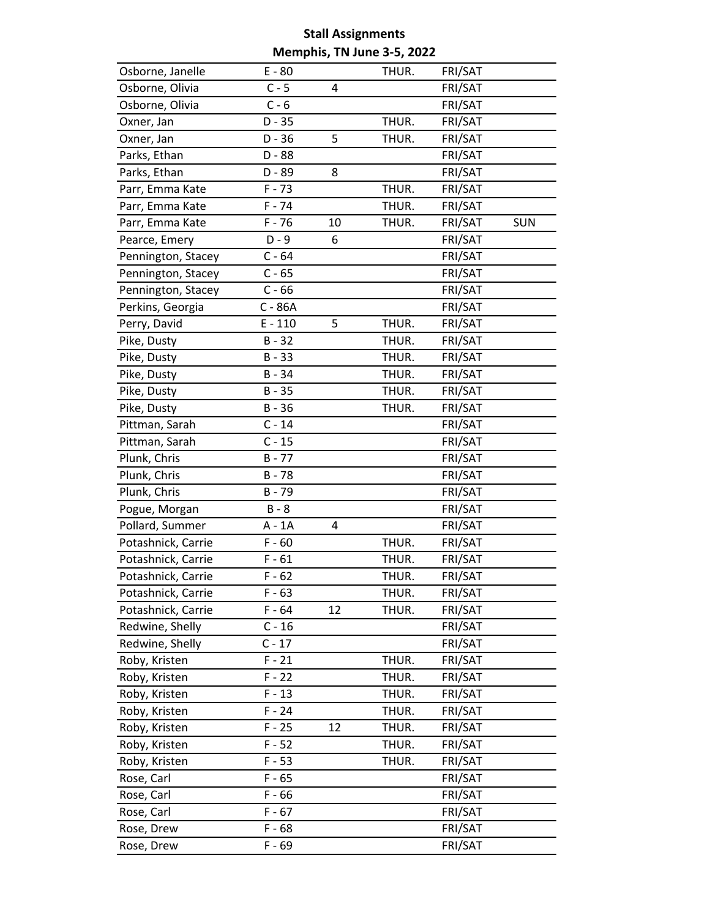**Stall Assignments**

**Memphis, TN June 3-5, 2022**

| | | | | | |
|---|---|---|---|---|---|
| Osborne, Janelle | E - 80 | | THUR. | FRI/SAT | |
| Osborne, Olivia | C - 5 | 4 | | FRI/SAT | |
| Osborne, Olivia | C - 6 | | | FRI/SAT | |
| Oxner, Jan | D - 35 | | THUR. | FRI/SAT | |
| Oxner, Jan | D - 36 | 5 | THUR. | FRI/SAT | |
| Parks, Ethan | D - 88 | | | FRI/SAT | |
| Parks, Ethan | D - 89 | 8 | | FRI/SAT | |
| Parr, Emma Kate | F - 73 | | THUR. | FRI/SAT | |
| Parr, Emma Kate | F - 74 | | THUR. | FRI/SAT | |
| Parr, Emma Kate | F - 76 | 10 | THUR. | FRI/SAT | SUN |
| Pearce, Emery | D - 9 | 6 | | FRI/SAT | |
| Pennington, Stacey | C - 64 | | | FRI/SAT | |
| Pennington, Stacey | C - 65 | | | FRI/SAT | |
| Pennington, Stacey | C - 66 | | | FRI/SAT | |
| Perkins, Georgia | C - 86A | | | FRI/SAT | |
| Perry, David | E - 110 | 5 | THUR. | FRI/SAT | |
| Pike, Dusty | B - 32 | | THUR. | FRI/SAT | |
| Pike, Dusty | B - 33 | | THUR. | FRI/SAT | |
| Pike, Dusty | B - 34 | | THUR. | FRI/SAT | |
| Pike, Dusty | B - 35 | | THUR. | FRI/SAT | |
| Pike, Dusty | B - 36 | | THUR. | FRI/SAT | |
| Pittman, Sarah | C - 14 | | | FRI/SAT | |
| Pittman, Sarah | C - 15 | | | FRI/SAT | |
| Plunk, Chris | B - 77 | | | FRI/SAT | |
| Plunk, Chris | B - 78 | | | FRI/SAT | |
| Plunk, Chris | B - 79 | | | FRI/SAT | |
| Pogue, Morgan | B - 8 | | | FRI/SAT | |
| Pollard, Summer | A - 1A | 4 | | FRI/SAT | |
| Potashnick, Carrie | F - 60 | | THUR. | FRI/SAT | |
| Potashnick, Carrie | F - 61 | | THUR. | FRI/SAT | |
| Potashnick, Carrie | F - 62 | | THUR. | FRI/SAT | |
| Potashnick, Carrie | F - 63 | | THUR. | FRI/SAT | |
| Potashnick, Carrie | F - 64 | 12 | THUR. | FRI/SAT | |
| Redwine, Shelly | C - 16 | | | FRI/SAT | |
| Redwine, Shelly | C - 17 | | | FRI/SAT | |
| Roby, Kristen | F - 21 | | THUR. | FRI/SAT | |
| Roby, Kristen | F - 22 | | THUR. | FRI/SAT | |
| Roby, Kristen | F - 13 | | THUR. | FRI/SAT | |
| Roby, Kristen | F - 24 | | THUR. | FRI/SAT | |
| Roby, Kristen | F - 25 | 12 | THUR. | FRI/SAT | |
| Roby, Kristen | F - 52 | | THUR. | FRI/SAT | |
| Roby, Kristen | F - 53 | | THUR. | FRI/SAT | |
| Rose, Carl | F - 65 | | | FRI/SAT | |
| Rose, Carl | F - 66 | | | FRI/SAT | |
| Rose, Carl | F - 67 | | | FRI/SAT | |
| Rose, Drew | F - 68 | | | FRI/SAT | |
| Rose, Drew | F - 69 | | | FRI/SAT | |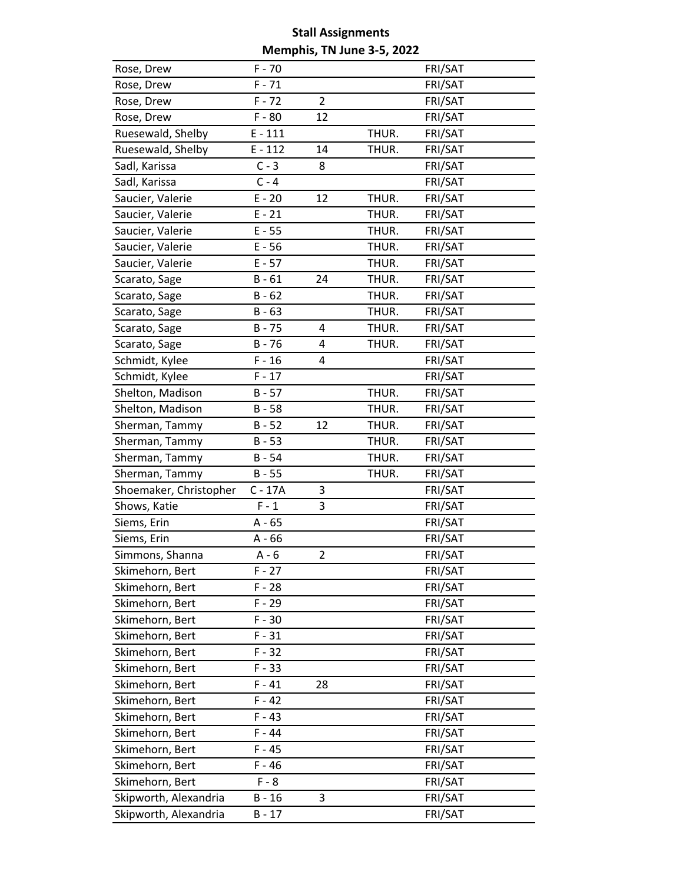**Stall Assignments**

**Memphis, TN June 3-5, 2022**

| | | | | |
|---|---|---|---|---|
| Rose, Drew | F - 70 | | | FRI/SAT |
| Rose, Drew | F - 71 | | | FRI/SAT |
| Rose, Drew | F - 72 | 2 | | FRI/SAT |
| Rose, Drew | F - 80 | 12 | | FRI/SAT |
| Ruesewald, Shelby | E - 111 | | THUR. | FRI/SAT |
| Ruesewald, Shelby | E - 112 | 14 | THUR. | FRI/SAT |
| Sadl, Karissa | C - 3 | 8 | | FRI/SAT |
| Sadl, Karissa | C - 4 | | | FRI/SAT |
| Saucier, Valerie | E - 20 | 12 | THUR. | FRI/SAT |
| Saucier, Valerie | E - 21 | | THUR. | FRI/SAT |
| Saucier, Valerie | E - 55 | | THUR. | FRI/SAT |
| Saucier, Valerie | E - 56 | | THUR. | FRI/SAT |
| Saucier, Valerie | E - 57 | | THUR. | FRI/SAT |
| Scarato, Sage | B - 61 | 24 | THUR. | FRI/SAT |
| Scarato, Sage | B - 62 | | THUR. | FRI/SAT |
| Scarato, Sage | B - 63 | | THUR. | FRI/SAT |
| Scarato, Sage | B - 75 | 4 | THUR. | FRI/SAT |
| Scarato, Sage | B - 76 | 4 | THUR. | FRI/SAT |
| Schmidt, Kylee | F - 16 | 4 | | FRI/SAT |
| Schmidt, Kylee | F - 17 | | | FRI/SAT |
| Shelton, Madison | B - 57 | | THUR. | FRI/SAT |
| Shelton, Madison | B - 58 | | THUR. | FRI/SAT |
| Sherman, Tammy | B - 52 | 12 | THUR. | FRI/SAT |
| Sherman, Tammy | B - 53 | | THUR. | FRI/SAT |
| Sherman, Tammy | B - 54 | | THUR. | FRI/SAT |
| Sherman, Tammy | B - 55 | | THUR. | FRI/SAT |
| Shoemaker, Christopher | C - 17A | 3 | | FRI/SAT |
| Shows, Katie | F - 1 | 3 | | FRI/SAT |
| Siems, Erin | A - 65 | | | FRI/SAT |
| Siems, Erin | A - 66 | | | FRI/SAT |
| Simmons, Shanna | A - 6 | 2 | | FRI/SAT |
| Skimehorn, Bert | F - 27 | | | FRI/SAT |
| Skimehorn, Bert | F - 28 | | | FRI/SAT |
| Skimehorn, Bert | F - 29 | | | FRI/SAT |
| Skimehorn, Bert | F - 30 | | | FRI/SAT |
| Skimehorn, Bert | F - 31 | | | FRI/SAT |
| Skimehorn, Bert | F - 32 | | | FRI/SAT |
| Skimehorn, Bert | F - 33 | | | FRI/SAT |
| Skimehorn, Bert | F - 41 | 28 | | FRI/SAT |
| Skimehorn, Bert | F - 42 | | | FRI/SAT |
| Skimehorn, Bert | F - 43 | | | FRI/SAT |
| Skimehorn, Bert | F - 44 | | | FRI/SAT |
| Skimehorn, Bert | F - 45 | | | FRI/SAT |
| Skimehorn, Bert | F - 46 | | | FRI/SAT |
| Skimehorn, Bert | F - 8 | | | FRI/SAT |
| Skipworth, Alexandria | B - 16 | 3 | | FRI/SAT |
| Skipworth, Alexandria | B - 17 | | | FRI/SAT |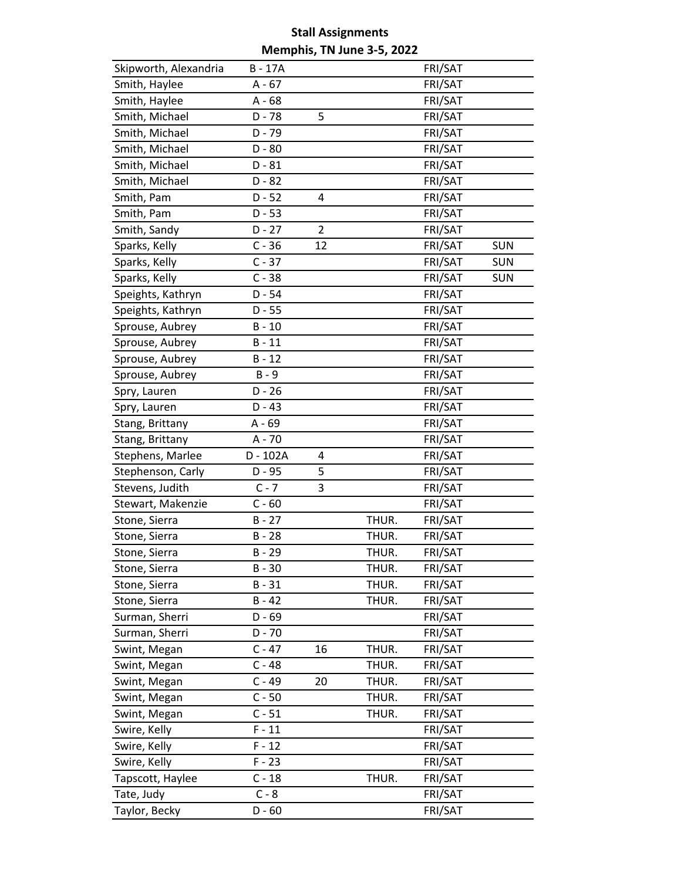**Stall Assignments**

**Memphis, TN June 3-5, 2022**

| | | | | | |
|---|---|---|---|---|---|
| Skipworth, Alexandria | B - 17A | | | FRI/SAT | |
| Smith, Haylee | A - 67 | | | FRI/SAT | |
| Smith, Haylee | A - 68 | | | FRI/SAT | |
| Smith, Michael | D - 78 | 5 | | FRI/SAT | |
| Smith, Michael | D - 79 | | | FRI/SAT | |
| Smith, Michael | D - 80 | | | FRI/SAT | |
| Smith, Michael | D - 81 | | | FRI/SAT | |
| Smith, Michael | D - 82 | | | FRI/SAT | |
| Smith, Pam | D - 52 | 4 | | FRI/SAT | |
| Smith, Pam | D - 53 | | | FRI/SAT | |
| Smith, Sandy | D - 27 | 2 | | FRI/SAT | |
| Sparks, Kelly | C - 36 | 12 | | FRI/SAT | SUN |
| Sparks, Kelly | C - 37 | | | FRI/SAT | SUN |
| Sparks, Kelly | C - 38 | | | FRI/SAT | SUN |
| Speights, Kathryn | D - 54 | | | FRI/SAT | |
| Speights, Kathryn | D - 55 | | | FRI/SAT | |
| Sprouse, Aubrey | B - 10 | | | FRI/SAT | |
| Sprouse, Aubrey | B - 11 | | | FRI/SAT | |
| Sprouse, Aubrey | B - 12 | | | FRI/SAT | |
| Sprouse, Aubrey | B - 9 | | | FRI/SAT | |
| Spry, Lauren | D - 26 | | | FRI/SAT | |
| Spry, Lauren | D - 43 | | | FRI/SAT | |
| Stang, Brittany | A - 69 | | | FRI/SAT | |
| Stang, Brittany | A - 70 | | | FRI/SAT | |
| Stephens, Marlee | D - 102A | 4 | | FRI/SAT | |
| Stephenson, Carly | D - 95 | 5 | | FRI/SAT | |
| Stevens, Judith | C - 7 | 3 | | FRI/SAT | |
| Stewart, Makenzie | C - 60 | | | FRI/SAT | |
| Stone, Sierra | B - 27 | | THUR. | FRI/SAT | |
| Stone, Sierra | B - 28 | | THUR. | FRI/SAT | |
| Stone, Sierra | B - 29 | | THUR. | FRI/SAT | |
| Stone, Sierra | B - 30 | | THUR. | FRI/SAT | |
| Stone, Sierra | B - 31 | | THUR. | FRI/SAT | |
| Stone, Sierra | B - 42 | | THUR. | FRI/SAT | |
| Surman, Sherri | D - 69 | | | FRI/SAT | |
| Surman, Sherri | D - 70 | | | FRI/SAT | |
| Swint, Megan | C - 47 | 16 | THUR. | FRI/SAT | |
| Swint, Megan | C - 48 | | THUR. | FRI/SAT | |
| Swint, Megan | C - 49 | 20 | THUR. | FRI/SAT | |
| Swint, Megan | C - 50 | | THUR. | FRI/SAT | |
| Swint, Megan | C - 51 | | THUR. | FRI/SAT | |
| Swire, Kelly | F - 11 | | | FRI/SAT | |
| Swire, Kelly | F - 12 | | | FRI/SAT | |
| Swire, Kelly | F - 23 | | | FRI/SAT | |
| Tapscott, Haylee | C - 18 | | THUR. | FRI/SAT | |
| Tate, Judy | C - 8 | | | FRI/SAT | |
| Taylor, Becky | D - 60 | | | FRI/SAT | |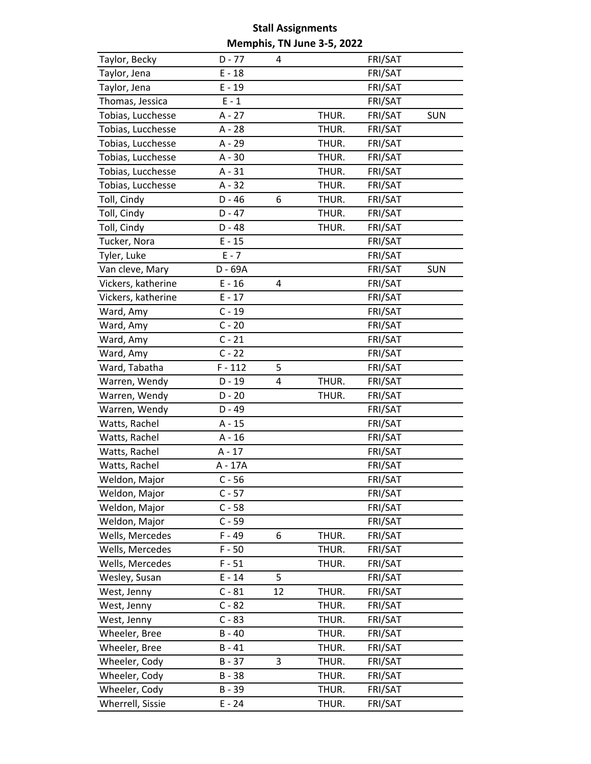**Stall Assignments**

**Memphis, TN June 3-5, 2022**

| | | | | | |
|---|---|---|---|---|---|
| Taylor, Becky | D - 77 | 4 | | FRI/SAT | |
| Taylor, Jena | E - 18 | | | FRI/SAT | |
| Taylor, Jena | E - 19 | | | FRI/SAT | |
| Thomas, Jessica | E - 1 | | | FRI/SAT | |
| Tobias, Lucchesse | A - 27 | | THUR. | FRI/SAT | SUN |
| Tobias, Lucchesse | A - 28 | | THUR. | FRI/SAT | |
| Tobias, Lucchesse | A - 29 | | THUR. | FRI/SAT | |
| Tobias, Lucchesse | A - 30 | | THUR. | FRI/SAT | |
| Tobias, Lucchesse | A - 31 | | THUR. | FRI/SAT | |
| Tobias, Lucchesse | A - 32 | | THUR. | FRI/SAT | |
| Toll, Cindy | D - 46 | 6 | THUR. | FRI/SAT | |
| Toll, Cindy | D - 47 | | THUR. | FRI/SAT | |
| Toll, Cindy | D - 48 | | THUR. | FRI/SAT | |
| Tucker, Nora | E - 15 | | | FRI/SAT | |
| Tyler, Luke | E - 7 | | | FRI/SAT | |
| Van cleve, Mary | D - 69A | | | FRI/SAT | SUN |
| Vickers, katherine | E - 16 | 4 | | FRI/SAT | |
| Vickers, katherine | E - 17 | | | FRI/SAT | |
| Ward, Amy | C - 19 | | | FRI/SAT | |
| Ward, Amy | C - 20 | | | FRI/SAT | |
| Ward, Amy | C - 21 | | | FRI/SAT | |
| Ward, Amy | C - 22 | | | FRI/SAT | |
| Ward, Tabatha | F - 112 | 5 | | FRI/SAT | |
| Warren, Wendy | D - 19 | 4 | THUR. | FRI/SAT | |
| Warren, Wendy | D - 20 | | THUR. | FRI/SAT | |
| Warren, Wendy | D - 49 | | | FRI/SAT | |
| Watts, Rachel | A - 15 | | | FRI/SAT | |
| Watts, Rachel | A - 16 | | | FRI/SAT | |
| Watts, Rachel | A - 17 | | | FRI/SAT | |
| Watts, Rachel | A - 17A | | | FRI/SAT | |
| Weldon, Major | C - 56 | | | FRI/SAT | |
| Weldon, Major | C - 57 | | | FRI/SAT | |
| Weldon, Major | C - 58 | | | FRI/SAT | |
| Weldon, Major | C - 59 | | | FRI/SAT | |
| Wells, Mercedes | F - 49 | 6 | THUR. | FRI/SAT | |
| Wells, Mercedes | F - 50 | | THUR. | FRI/SAT | |
| Wells, Mercedes | F - 51 | | THUR. | FRI/SAT | |
| Wesley, Susan | E - 14 | 5 | | FRI/SAT | |
| West, Jenny | C - 81 | 12 | THUR. | FRI/SAT | |
| West, Jenny | C - 82 | | THUR. | FRI/SAT | |
| West, Jenny | C - 83 | | THUR. | FRI/SAT | |
| Wheeler, Bree | B - 40 | | THUR. | FRI/SAT | |
| Wheeler, Bree | B - 41 | | THUR. | FRI/SAT | |
| Wheeler, Cody | B - 37 | 3 | THUR. | FRI/SAT | |
| Wheeler, Cody | B - 38 | | THUR. | FRI/SAT | |
| Wheeler, Cody | B - 39 | | THUR. | FRI/SAT | |
| Wherrell, Sissie | E - 24 | | THUR. | FRI/SAT | |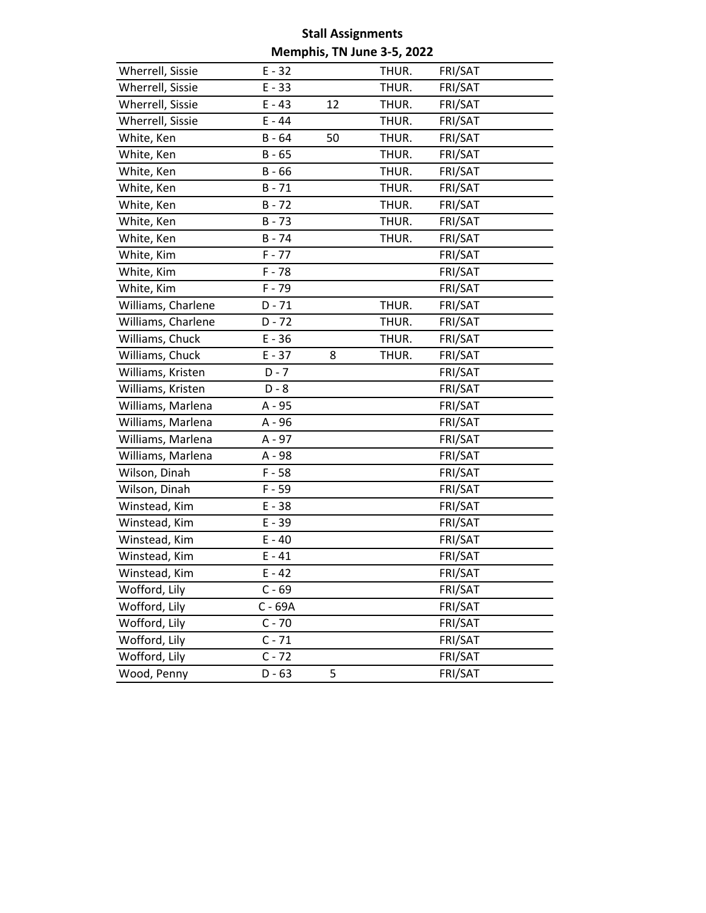**Stall Assignments**

**Memphis, TN June 3-5, 2022**

| Name | Stall | | Thursday | Fri/Sat |
|---|---|---|---|---|
| Wherrell, Sissie | E - 32 | | THUR. | FRI/SAT |
| Wherrell, Sissie | E - 33 | | THUR. | FRI/SAT |
| Wherrell, Sissie | E - 43 | 12 | THUR. | FRI/SAT |
| Wherrell, Sissie | E - 44 | | THUR. | FRI/SAT |
| White, Ken | B - 64 | 50 | THUR. | FRI/SAT |
| White, Ken | B - 65 | | THUR. | FRI/SAT |
| White, Ken | B - 66 | | THUR. | FRI/SAT |
| White, Ken | B - 71 | | THUR. | FRI/SAT |
| White, Ken | B - 72 | | THUR. | FRI/SAT |
| White, Ken | B - 73 | | THUR. | FRI/SAT |
| White, Ken | B - 74 | | THUR. | FRI/SAT |
| White, Kim | F - 77 | | | FRI/SAT |
| White, Kim | F - 78 | | | FRI/SAT |
| White, Kim | F - 79 | | | FRI/SAT |
| Williams, Charlene | D - 71 | | THUR. | FRI/SAT |
| Williams, Charlene | D - 72 | | THUR. | FRI/SAT |
| Williams, Chuck | E - 36 | | THUR. | FRI/SAT |
| Williams, Chuck | E - 37 | 8 | THUR. | FRI/SAT |
| Williams, Kristen | D - 7 | | | FRI/SAT |
| Williams, Kristen | D - 8 | | | FRI/SAT |
| Williams, Marlena | A - 95 | | | FRI/SAT |
| Williams, Marlena | A - 96 | | | FRI/SAT |
| Williams, Marlena | A - 97 | | | FRI/SAT |
| Williams, Marlena | A - 98 | | | FRI/SAT |
| Wilson, Dinah | F - 58 | | | FRI/SAT |
| Wilson, Dinah | F - 59 | | | FRI/SAT |
| Winstead, Kim | E - 38 | | | FRI/SAT |
| Winstead, Kim | E - 39 | | | FRI/SAT |
| Winstead, Kim | E - 40 | | | FRI/SAT |
| Winstead, Kim | E - 41 | | | FRI/SAT |
| Winstead, Kim | E - 42 | | | FRI/SAT |
| Wofford, Lily | C - 69 | | | FRI/SAT |
| Wofford, Lily | C - 69A | | | FRI/SAT |
| Wofford, Lily | C - 70 | | | FRI/SAT |
| Wofford, Lily | C - 71 | | | FRI/SAT |
| Wofford, Lily | C - 72 | | | FRI/SAT |
| Wood, Penny | D - 63 | 5 | | FRI/SAT |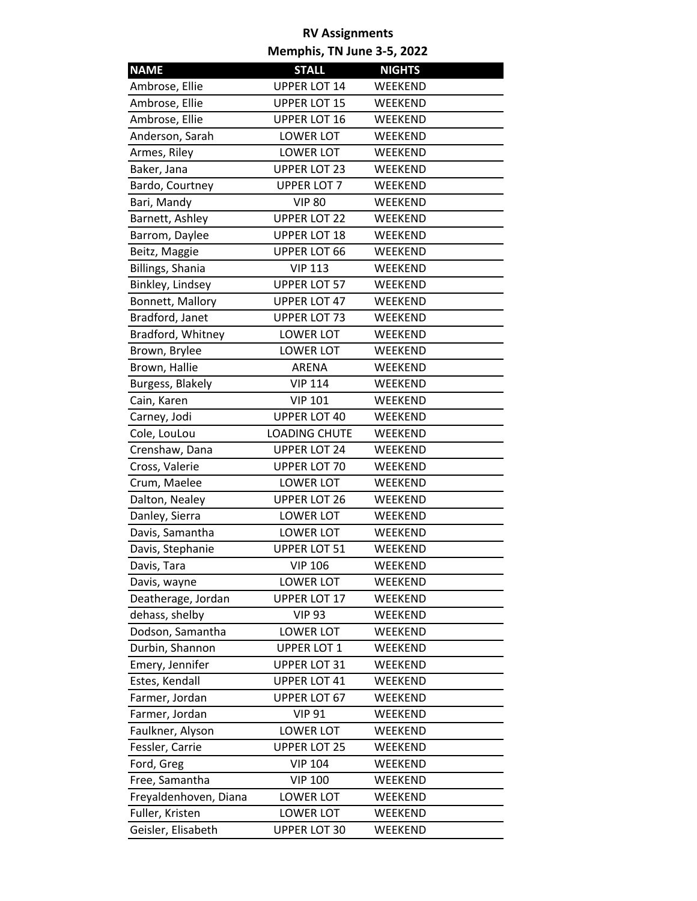# RV Assignments

## Memphis, TN June 3-5, 2022

| NAME | STALL | NIGHTS |
|---|---|---|
| Ambrose, Ellie | UPPER LOT 14 | WEEKEND |
| Ambrose, Ellie | UPPER LOT 15 | WEEKEND |
| Ambrose, Ellie | UPPER LOT 16 | WEEKEND |
| Anderson, Sarah | LOWER LOT | WEEKEND |
| Armes, Riley | LOWER LOT | WEEKEND |
| Baker, Jana | UPPER LOT 23 | WEEKEND |
| Bardo, Courtney | UPPER LOT 7 | WEEKEND |
| Bari, Mandy | VIP 80 | WEEKEND |
| Barnett, Ashley | UPPER LOT 22 | WEEKEND |
| Barrom, Daylee | UPPER LOT 18 | WEEKEND |
| Beitz, Maggie | UPPER LOT 66 | WEEKEND |
| Billings, Shania | VIP 113 | WEEKEND |
| Binkley, Lindsey | UPPER LOT 57 | WEEKEND |
| Bonnett, Mallory | UPPER LOT 47 | WEEKEND |
| Bradford, Janet | UPPER LOT 73 | WEEKEND |
| Bradford, Whitney | LOWER LOT | WEEKEND |
| Brown, Brylee | LOWER LOT | WEEKEND |
| Brown, Hallie | ARENA | WEEKEND |
| Burgess, Blakely | VIP 114 | WEEKEND |
| Cain, Karen | VIP 101 | WEEKEND |
| Carney, Jodi | UPPER LOT 40 | WEEKEND |
| Cole, LouLou | LOADING CHUTE | WEEKEND |
| Crenshaw, Dana | UPPER LOT 24 | WEEKEND |
| Cross, Valerie | UPPER LOT 70 | WEEKEND |
| Crum, Maelee | LOWER LOT | WEEKEND |
| Dalton, Nealey | UPPER LOT 26 | WEEKEND |
| Danley, Sierra | LOWER LOT | WEEKEND |
| Davis, Samantha | LOWER LOT | WEEKEND |
| Davis, Stephanie | UPPER LOT 51 | WEEKEND |
| Davis, Tara | VIP 106 | WEEKEND |
| Davis, wayne | LOWER LOT | WEEKEND |
| Deatherage, Jordan | UPPER LOT 17 | WEEKEND |
| dehass, shelby | VIP 93 | WEEKEND |
| Dodson, Samantha | LOWER LOT | WEEKEND |
| Durbin, Shannon | UPPER LOT 1 | WEEKEND |
| Emery, Jennifer | UPPER LOT 31 | WEEKEND |
| Estes, Kendall | UPPER LOT 41 | WEEKEND |
| Farmer, Jordan | UPPER LOT 67 | WEEKEND |
| Farmer, Jordan | VIP 91 | WEEKEND |
| Faulkner, Alyson | LOWER LOT | WEEKEND |
| Fessler, Carrie | UPPER LOT 25 | WEEKEND |
| Ford, Greg | VIP 104 | WEEKEND |
| Free, Samantha | VIP 100 | WEEKEND |
| Freyaldenhoven, Diana | LOWER LOT | WEEKEND |
| Fuller, Kristen | LOWER LOT | WEEKEND |
| Geisler, Elisabeth | UPPER LOT 30 | WEEKEND |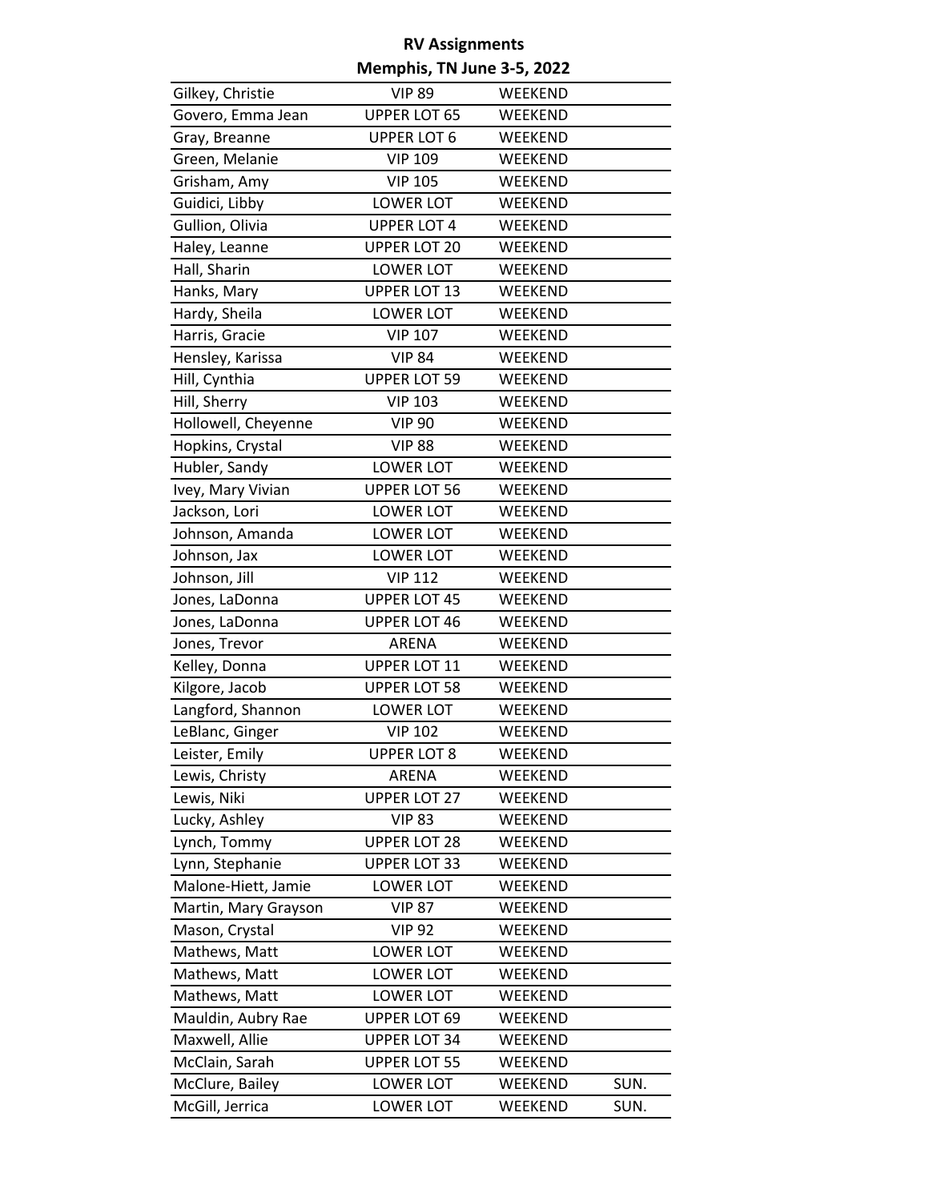**RV Assignments**

**Memphis, TN June 3-5, 2022**

| | | | |
|---|---|---|---|
| Gilkey, Christie | VIP 89 | WEEKEND | |
| Govero, Emma Jean | UPPER LOT 65 | WEEKEND | |
| Gray, Breanne | UPPER LOT 6 | WEEKEND | |
| Green, Melanie | VIP 109 | WEEKEND | |
| Grisham, Amy | VIP 105 | WEEKEND | |
| Guidici, Libby | LOWER LOT | WEEKEND | |
| Gullion, Olivia | UPPER LOT 4 | WEEKEND | |
| Haley, Leanne | UPPER LOT 20 | WEEKEND | |
| Hall, Sharin | LOWER LOT | WEEKEND | |
| Hanks, Mary | UPPER LOT 13 | WEEKEND | |
| Hardy, Sheila | LOWER LOT | WEEKEND | |
| Harris, Gracie | VIP 107 | WEEKEND | |
| Hensley, Karissa | VIP 84 | WEEKEND | |
| Hill, Cynthia | UPPER LOT 59 | WEEKEND | |
| Hill, Sherry | VIP 103 | WEEKEND | |
| Hollowell, Cheyenne | VIP 90 | WEEKEND | |
| Hopkins, Crystal | VIP 88 | WEEKEND | |
| Hubler, Sandy | LOWER LOT | WEEKEND | |
| Ivey, Mary Vivian | UPPER LOT 56 | WEEKEND | |
| Jackson, Lori | LOWER LOT | WEEKEND | |
| Johnson, Amanda | LOWER LOT | WEEKEND | |
| Johnson, Jax | LOWER LOT | WEEKEND | |
| Johnson, Jill | VIP 112 | WEEKEND | |
| Jones, LaDonna | UPPER LOT 45 | WEEKEND | |
| Jones, LaDonna | UPPER LOT 46 | WEEKEND | |
| Jones, Trevor | ARENA | WEEKEND | |
| Kelley, Donna | UPPER LOT 11 | WEEKEND | |
| Kilgore, Jacob | UPPER LOT 58 | WEEKEND | |
| Langford, Shannon | LOWER LOT | WEEKEND | |
| LeBlanc, Ginger | VIP 102 | WEEKEND | |
| Leister, Emily | UPPER LOT 8 | WEEKEND | |
| Lewis, Christy | ARENA | WEEKEND | |
| Lewis, Niki | UPPER LOT 27 | WEEKEND | |
| Lucky, Ashley | VIP 83 | WEEKEND | |
| Lynch, Tommy | UPPER LOT 28 | WEEKEND | |
| Lynn, Stephanie | UPPER LOT 33 | WEEKEND | |
| Malone-Hiett, Jamie | LOWER LOT | WEEKEND | |
| Martin, Mary Grayson | VIP 87 | WEEKEND | |
| Mason, Crystal | VIP 92 | WEEKEND | |
| Mathews, Matt | LOWER LOT | WEEKEND | |
| Mathews, Matt | LOWER LOT | WEEKEND | |
| Mathews, Matt | LOWER LOT | WEEKEND | |
| Mauldin, Aubry Rae | UPPER LOT 69 | WEEKEND | |
| Maxwell, Allie | UPPER LOT 34 | WEEKEND | |
| McClain, Sarah | UPPER LOT 55 | WEEKEND | |
| McClure, Bailey | LOWER LOT | WEEKEND | SUN. |
| McGill, Jerrica | LOWER LOT | WEEKEND | SUN. |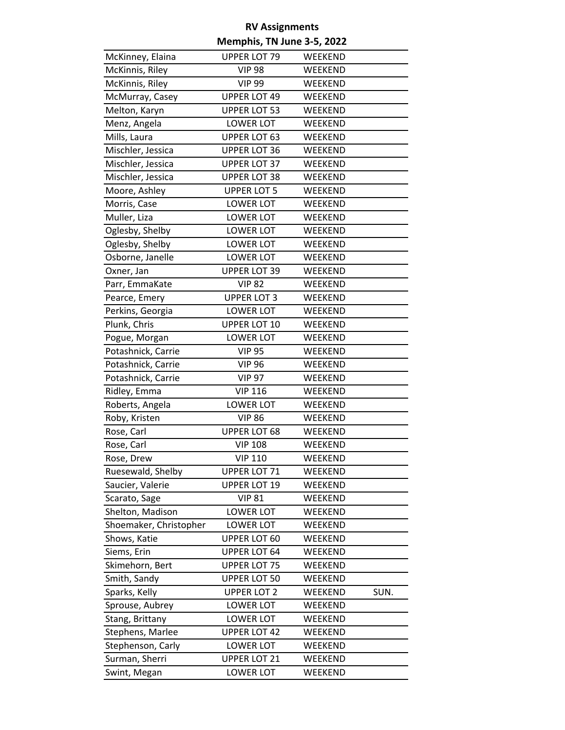# RV Assignments

## Memphis, TN June 3-5, 2022

| | | | |
|---|---|---|---|
| McKinney, Elaina | UPPER LOT 79 | WEEKEND | |
| McKinnis, Riley | VIP 98 | WEEKEND | |
| McKinnis, Riley | VIP 99 | WEEKEND | |
| McMurray, Casey | UPPER LOT 49 | WEEKEND | |
| Melton, Karyn | UPPER LOT 53 | WEEKEND | |
| Menz, Angela | LOWER LOT | WEEKEND | |
| Mills, Laura | UPPER LOT 63 | WEEKEND | |
| Mischler, Jessica | UPPER LOT 36 | WEEKEND | |
| Mischler, Jessica | UPPER LOT 37 | WEEKEND | |
| Mischler, Jessica | UPPER LOT 38 | WEEKEND | |
| Moore, Ashley | UPPER LOT 5 | WEEKEND | |
| Morris, Case | LOWER LOT | WEEKEND | |
| Muller, Liza | LOWER LOT | WEEKEND | |
| Oglesby, Shelby | LOWER LOT | WEEKEND | |
| Oglesby, Shelby | LOWER LOT | WEEKEND | |
| Osborne, Janelle | LOWER LOT | WEEKEND | |
| Oxner, Jan | UPPER LOT 39 | WEEKEND | |
| Parr, EmmaKate | VIP 82 | WEEKEND | |
| Pearce, Emery | UPPER LOT 3 | WEEKEND | |
| Perkins, Georgia | LOWER LOT | WEEKEND | |
| Plunk, Chris | UPPER LOT 10 | WEEKEND | |
| Pogue, Morgan | LOWER LOT | WEEKEND | |
| Potashnick, Carrie | VIP 95 | WEEKEND | |
| Potashnick, Carrie | VIP 96 | WEEKEND | |
| Potashnick, Carrie | VIP 97 | WEEKEND | |
| Ridley, Emma | VIP 116 | WEEKEND | |
| Roberts, Angela | LOWER LOT | WEEKEND | |
| Roby, Kristen | VIP 86 | WEEKEND | |
| Rose, Carl | UPPER LOT 68 | WEEKEND | |
| Rose, Carl | VIP 108 | WEEKEND | |
| Rose, Drew | VIP 110 | WEEKEND | |
| Ruesewald, Shelby | UPPER LOT 71 | WEEKEND | |
| Saucier, Valerie | UPPER LOT 19 | WEEKEND | |
| Scarato, Sage | VIP 81 | WEEKEND | |
| Shelton, Madison | LOWER LOT | WEEKEND | |
| Shoemaker, Christopher | LOWER LOT | WEEKEND | |
| Shows, Katie | UPPER LOT 60 | WEEKEND | |
| Siems, Erin | UPPER LOT 64 | WEEKEND | |
| Skimehorn, Bert | UPPER LOT 75 | WEEKEND | |
| Smith, Sandy | UPPER LOT 50 | WEEKEND | |
| Sparks, Kelly | UPPER LOT 2 | WEEKEND | SUN. |
| Sprouse, Aubrey | LOWER LOT | WEEKEND | |
| Stang, Brittany | LOWER LOT | WEEKEND | |
| Stephens, Marlee | UPPER LOT 42 | WEEKEND | |
| Stephenson, Carly | LOWER LOT | WEEKEND | |
| Surman, Sherri | UPPER LOT 21 | WEEKEND | |
| Swint, Megan | LOWER LOT | WEEKEND | |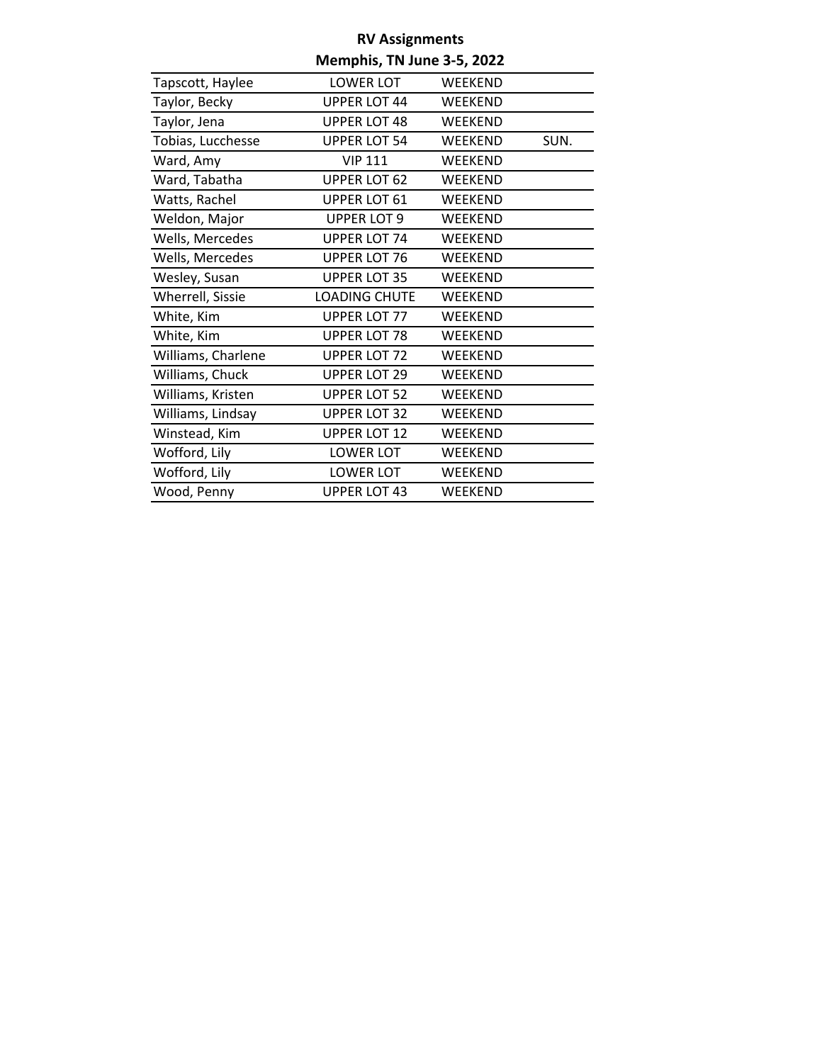**RV Assignments**

**Memphis, TN June 3-5, 2022**

| | | | |
|---|---|---|---|
| Tapscott, Haylee | LOWER LOT | WEEKEND | |
| Taylor, Becky | UPPER LOT 44 | WEEKEND | |
| Taylor, Jena | UPPER LOT 48 | WEEKEND | |
| Tobias, Lucchesse | UPPER LOT 54 | WEEKEND | SUN. |
| Ward, Amy | VIP 111 | WEEKEND | |
| Ward, Tabatha | UPPER LOT 62 | WEEKEND | |
| Watts, Rachel | UPPER LOT 61 | WEEKEND | |
| Weldon, Major | UPPER LOT 9 | WEEKEND | |
| Wells, Mercedes | UPPER LOT 74 | WEEKEND | |
| Wells, Mercedes | UPPER LOT 76 | WEEKEND | |
| Wesley, Susan | UPPER LOT 35 | WEEKEND | |
| Wherrell, Sissie | LOADING CHUTE | WEEKEND | |
| White, Kim | UPPER LOT 77 | WEEKEND | |
| White, Kim | UPPER LOT 78 | WEEKEND | |
| Williams, Charlene | UPPER LOT 72 | WEEKEND | |
| Williams, Chuck | UPPER LOT 29 | WEEKEND | |
| Williams, Kristen | UPPER LOT 52 | WEEKEND | |
| Williams, Lindsay | UPPER LOT 32 | WEEKEND | |
| Winstead, Kim | UPPER LOT 12 | WEEKEND | |
| Wofford, Lily | LOWER LOT | WEEKEND | |
| Wofford, Lily | LOWER LOT | WEEKEND | |
| Wood, Penny | UPPER LOT 43 | WEEKEND | |